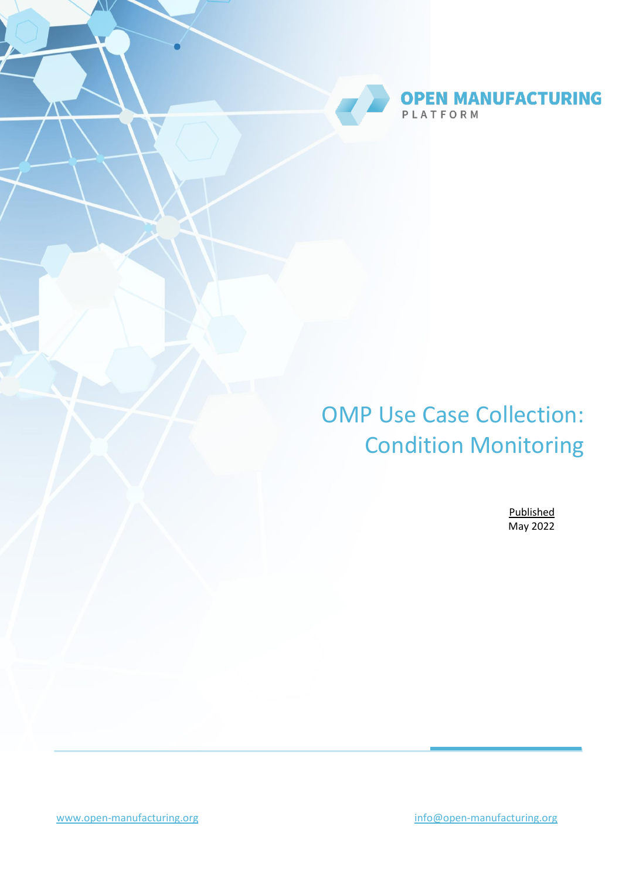OPEN MANUFACTURING PLATFORM

# OMP Use Case Collection: Condition Monitoring

Published
May 2022

www.open-manufacturing.org

info@open-manufacturing.org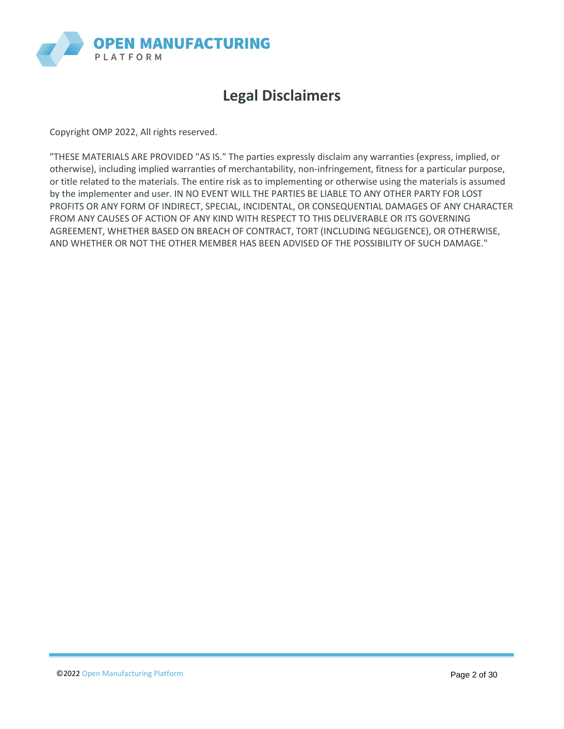# Legal Disclaimers

Copyright OMP 2022, All rights reserved.

"THESE MATERIALS ARE PROVIDED "AS IS." The parties expressly disclaim any warranties (express, implied, or otherwise), including implied warranties of merchantability, non-infringement, fitness for a particular purpose, or title related to the materials. The entire risk as to implementing or otherwise using the materials is assumed by the implementer and user. IN NO EVENT WILL THE PARTIES BE LIABLE TO ANY OTHER PARTY FOR LOST PROFITS OR ANY FORM OF INDIRECT, SPECIAL, INCIDENTAL, OR CONSEQUENTIAL DAMAGES OF ANY CHARACTER FROM ANY CAUSES OF ACTION OF ANY KIND WITH RESPECT TO THIS DELIVERABLE OR ITS GOVERNING AGREEMENT, WHETHER BASED ON BREACH OF CONTRACT, TORT (INCLUDING NEGLIGENCE), OR OTHERWISE, AND WHETHER OR NOT THE OTHER MEMBER HAS BEEN ADVISED OF THE POSSIBILITY OF SUCH DAMAGE."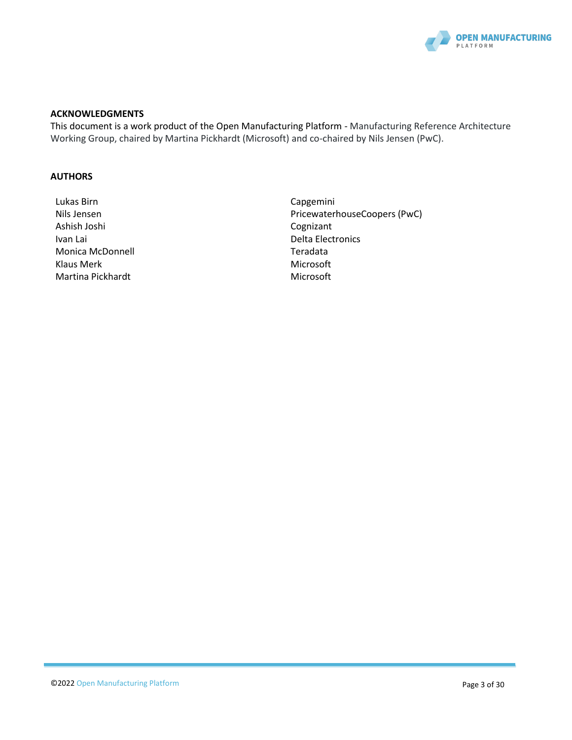## ACKNOWLEDGMENTS

This document is a work product of the Open Manufacturing Platform - Manufacturing Reference Architecture Working Group, chaired by Martina Pickhardt (Microsoft) and co-chaired by Nils Jensen (PwC).

## AUTHORS

| | |
|---|---|
| Lukas Birn | Capgemini |
| Nils Jensen | PricewaterhouseCoopers (PwC) |
| Ashish Joshi | Cognizant |
| Ivan Lai | Delta Electronics |
| Monica McDonnell | Teradata |
| Klaus Merk | Microsoft |
| Martina Pickhardt | Microsoft |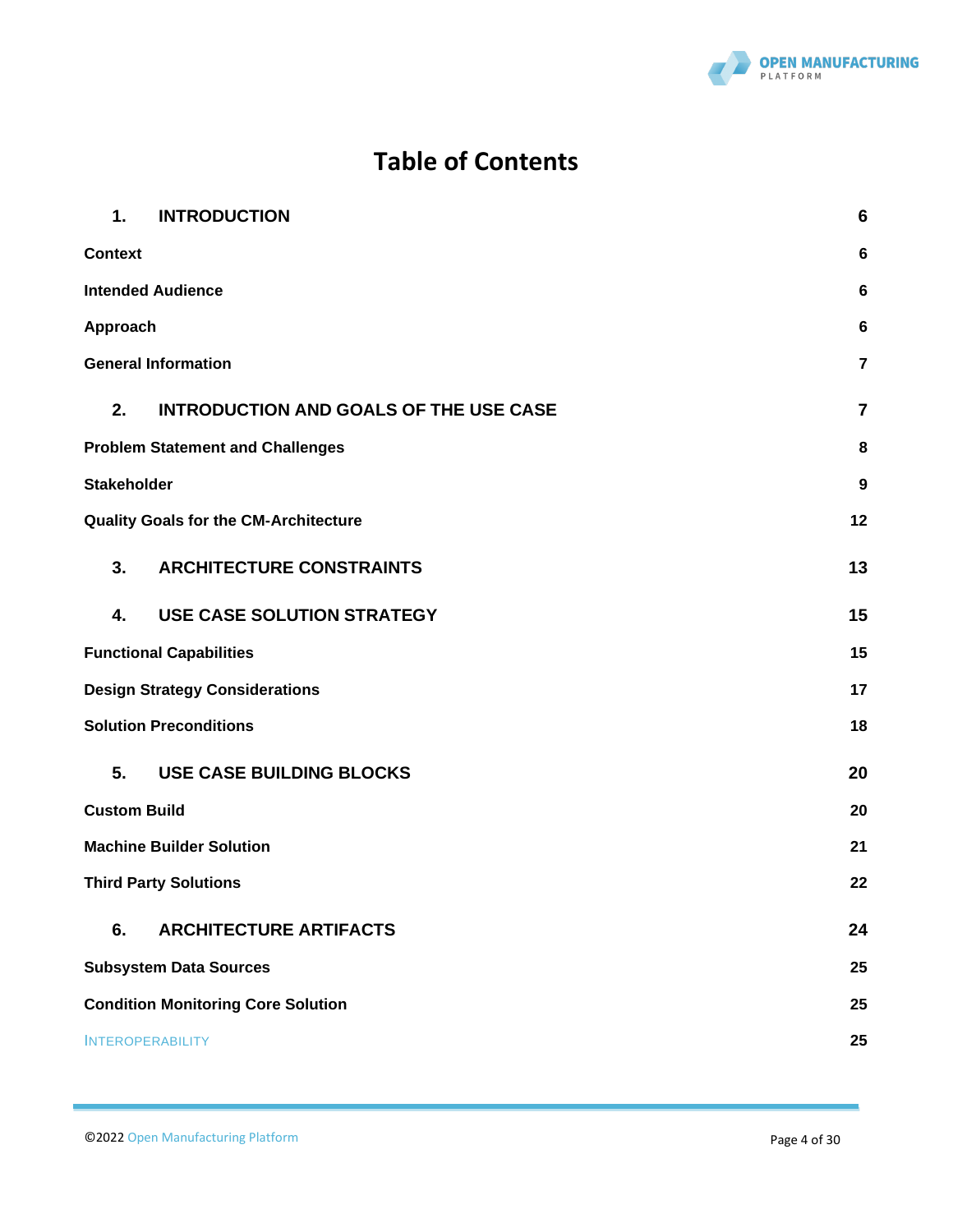# Table of Contents

| | |
|---|---|
| **1. INTRODUCTION** | **6** |
| **Context** | **6** |
| **Intended Audience** | **6** |
| **Approach** | **6** |
| **General Information** | **7** |
| **2. INTRODUCTION AND GOALS OF THE USE CASE** | **7** |
| **Problem Statement and Challenges** | **8** |
| **Stakeholder** | **9** |
| **Quality Goals for the CM-Architecture** | **12** |
| **3. ARCHITECTURE CONSTRAINTS** | **13** |
| **4. USE CASE SOLUTION STRATEGY** | **15** |
| **Functional Capabilities** | **15** |
| **Design Strategy Considerations** | **17** |
| **Solution Preconditions** | **18** |
| **5. USE CASE BUILDING BLOCKS** | **20** |
| **Custom Build** | **20** |
| **Machine Builder Solution** | **21** |
| **Third Party Solutions** | **22** |
| **6. ARCHITECTURE ARTIFACTS** | **24** |
| **Subsystem Data Sources** | **25** |
| **Condition Monitoring Core Solution** | **25** |
| INTEROPERABILITY | **25** |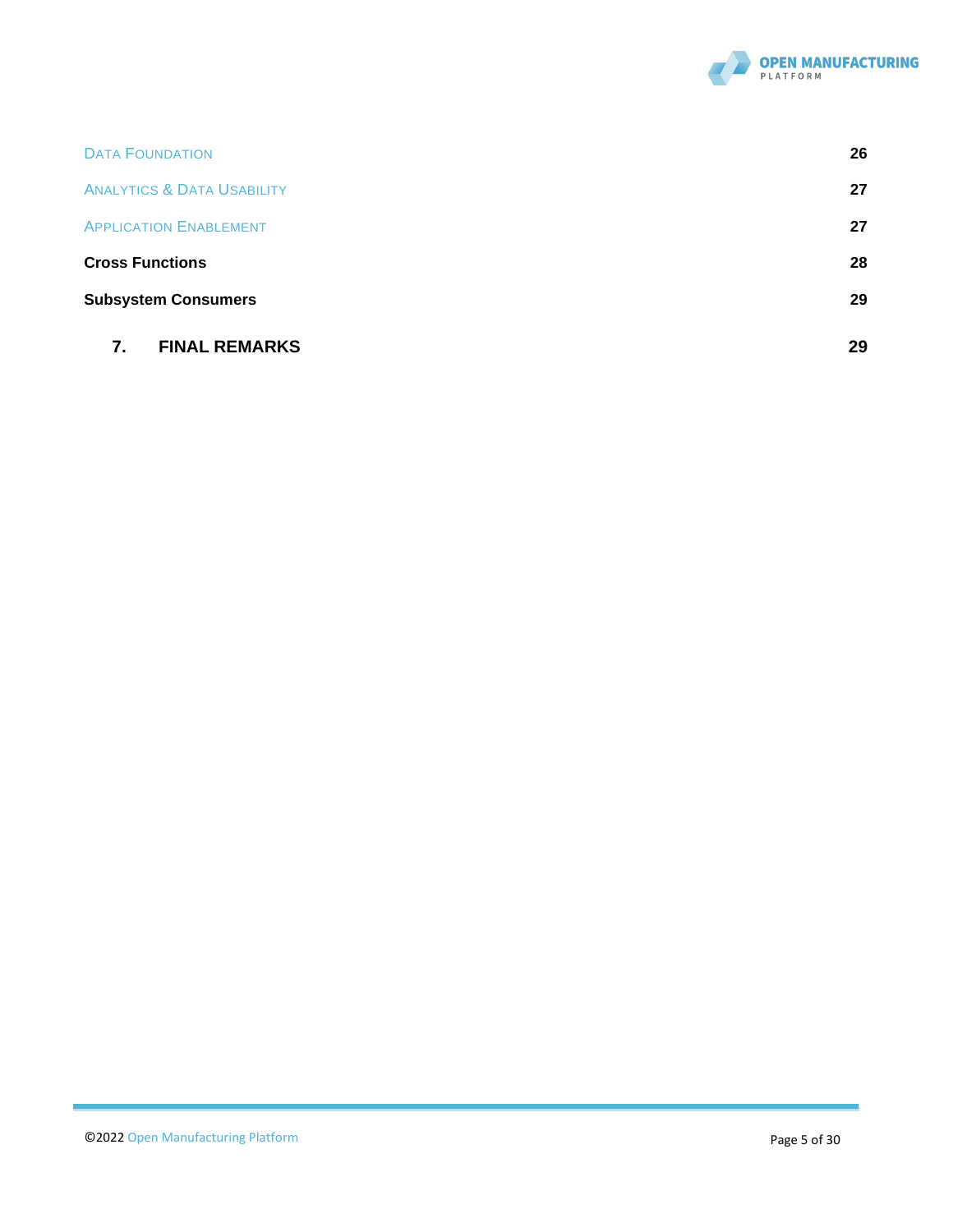Data Foundation 26

Analytics & Data Usability 27

Application Enablement 27

**Cross Functions** 28

**Subsystem Consumers** 29

**7. FINAL REMARKS** 29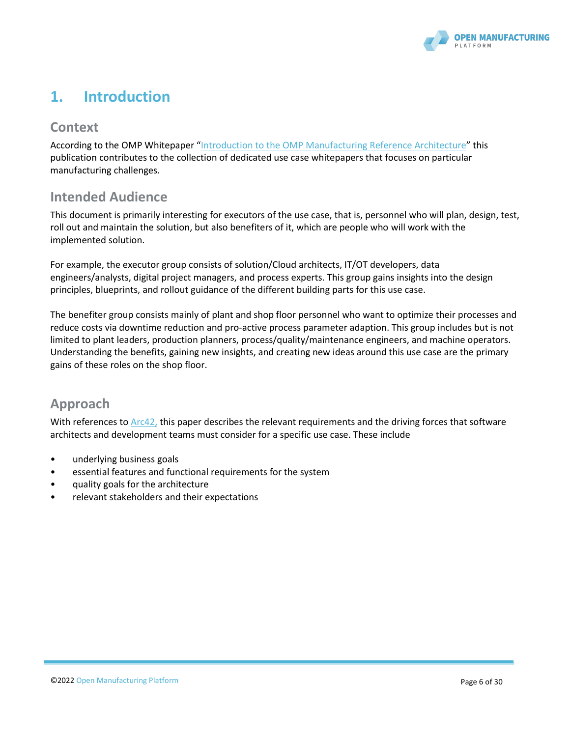# 1. Introduction

## Context

According to the OMP Whitepaper "[Introduction to the OMP Manufacturing Reference Architecture]" this publication contributes to the collection of dedicated use case whitepapers that focuses on particular manufacturing challenges.

## Intended Audience

This document is primarily interesting for executors of the use case, that is, personnel who will plan, design, test, roll out and maintain the solution, but also benefiters of it, which are people who will work with the implemented solution.

For example, the executor group consists of solution/Cloud architects, IT/OT developers, data engineers/analysts, digital project managers, and process experts. This group gains insights into the design principles, blueprints, and rollout guidance of the different building parts for this use case.

The benefiter group consists mainly of plant and shop floor personnel who want to optimize their processes and reduce costs via downtime reduction and pro-active process parameter adaption. This group includes but is not limited to plant leaders, production planners, process/quality/maintenance engineers, and machine operators. Understanding the benefits, gaining new insights, and creating new ideas around this use case are the primary gains of these roles on the shop floor.

## Approach

With references to Arc42, this paper describes the relevant requirements and the driving forces that software architects and development teams must consider for a specific use case. These include

- underlying business goals
- essential features and functional requirements for the system
- quality goals for the architecture
- relevant stakeholders and their expectations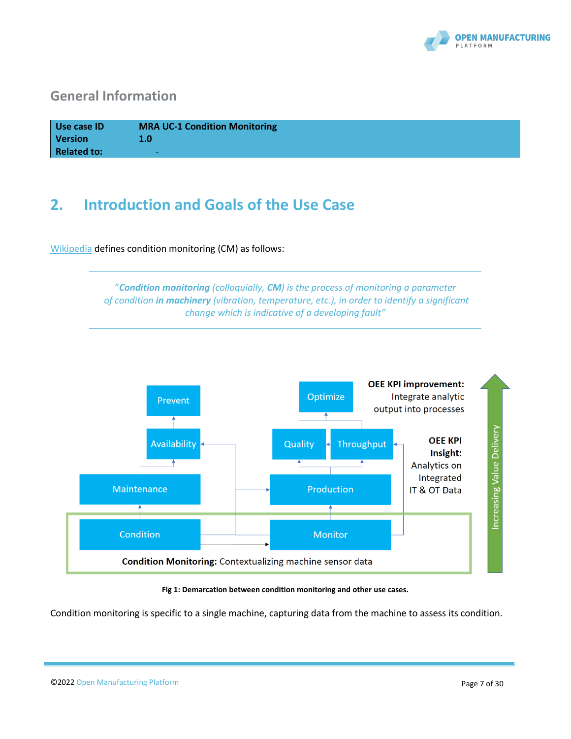## General Information

| Use case ID | MRA UC-1 Condition Monitoring |
| --- | --- |
| Version | 1.0 |
| Related to: | - |

# 2. Introduction and Goals of the Use Case

[Wikipedia](#) defines condition monitoring (CM) as follows:

> *"**Condition monitoring** (colloquially, **CM**) is the process of monitoring a parameter of condition **in machinery** (vibration, temperature, etc.), in order to identify a significant change which is indicative of a developing fault"*

Fig 1: Demarcation between condition monitoring and other use cases.

Condition monitoring is specific to a single machine, capturing data from the machine to assess its condition.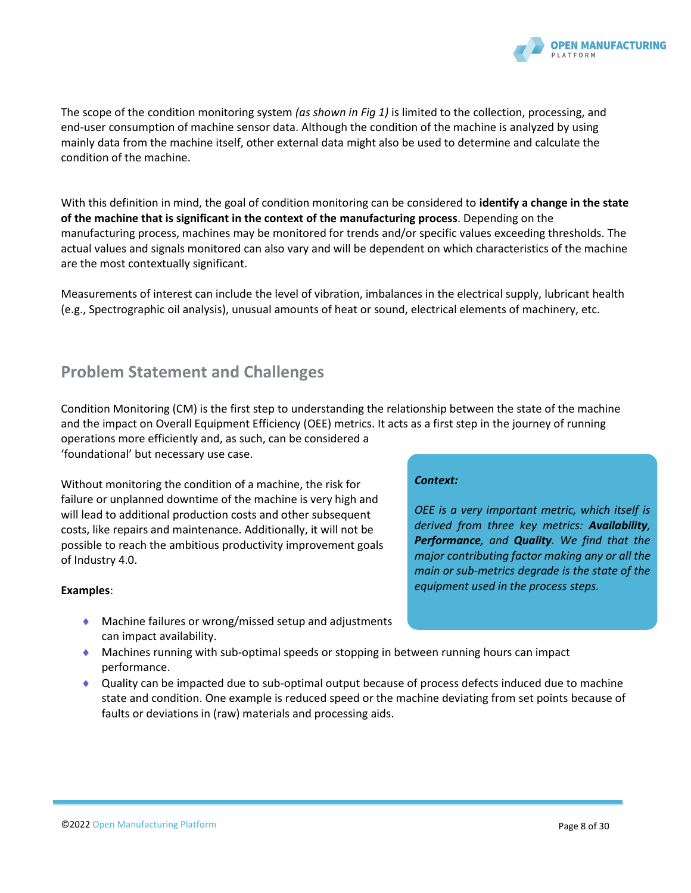The scope of the condition monitoring system *(as shown in Fig 1)* is limited to the collection, processing, and end-user consumption of machine sensor data. Although the condition of the machine is analyzed by using mainly data from the machine itself, other external data might also be used to determine and calculate the condition of the machine.

With this definition in mind, the goal of condition monitoring can be considered to **identify a change in the state of the machine that is significant in the context of the manufacturing process**. Depending on the manufacturing process, machines may be monitored for trends and/or specific values exceeding thresholds. The actual values and signals monitored can also vary and will be dependent on which characteristics of the machine are the most contextually significant.

Measurements of interest can include the level of vibration, imbalances in the electrical supply, lubricant health (e.g., Spectrographic oil analysis), unusual amounts of heat or sound, electrical elements of machinery, etc.

## Problem Statement and Challenges

Condition Monitoring (CM) is the first step to understanding the relationship between the state of the machine and the impact on Overall Equipment Efficiency (OEE) metrics. It acts as a first step in the journey of running operations more efficiently and, as such, can be considered a 'foundational' but necessary use case.

Without monitoring the condition of a machine, the risk for failure or unplanned downtime of the machine is very high and will lead to additional production costs and other subsequent costs, like repairs and maintenance. Additionally, it will not be possible to reach the ambitious productivity improvement goals of Industry 4.0.

> ***Context:***
>
> *OEE is a very important metric, which itself is derived from three key metrics:* ***Availability****,* ***Performance****, and* ***Quality****. We find that the major contributing factor making any or all the main or sub-metrics degrade is the state of the equipment used in the process steps.*

**Examples**:

- Machine failures or wrong/missed setup and adjustments can impact availability.
- Machines running with sub-optimal speeds or stopping in between running hours can impact performance.
- Quality can be impacted due to sub-optimal output because of process defects induced due to machine state and condition. One example is reduced speed or the machine deviating from set points because of faults or deviations in (raw) materials and processing aids.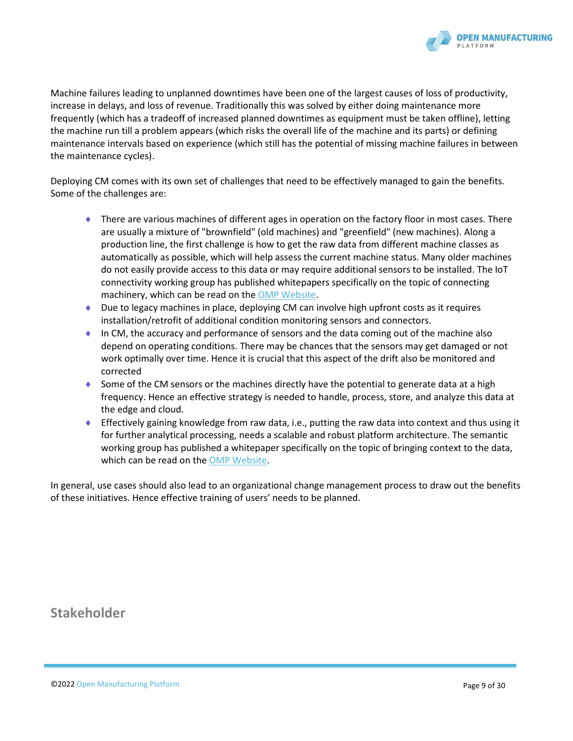Machine failures leading to unplanned downtimes have been one of the largest causes of loss of productivity, increase in delays, and loss of revenue. Traditionally this was solved by either doing maintenance more frequently (which has a tradeoff of increased planned downtimes as equipment must be taken offline), letting the machine run till a problem appears (which risks the overall life of the machine and its parts) or defining maintenance intervals based on experience (which still has the potential of missing machine failures in between the maintenance cycles).

Deploying CM comes with its own set of challenges that need to be effectively managed to gain the benefits. Some of the challenges are:

- There are various machines of different ages in operation on the factory floor in most cases. There are usually a mixture of "brownfield" (old machines) and "greenfield" (new machines). Along a production line, the first challenge is how to get the raw data from different machine classes as automatically as possible, which will help assess the current machine status. Many older machines do not easily provide access to this data or may require additional sensors to be installed. The IoT connectivity working group has published whitepapers specifically on the topic of connecting machinery, which can be read on the OMP Website.
- Due to legacy machines in place, deploying CM can involve high upfront costs as it requires installation/retrofit of additional condition monitoring sensors and connectors.
- In CM, the accuracy and performance of sensors and the data coming out of the machine also depend on operating conditions. There may be chances that the sensors may get damaged or not work optimally over time. Hence it is crucial that this aspect of the drift also be monitored and corrected
- Some of the CM sensors or the machines directly have the potential to generate data at a high frequency. Hence an effective strategy is needed to handle, process, store, and analyze this data at the edge and cloud.
- Effectively gaining knowledge from raw data, i.e., putting the raw data into context and thus using it for further analytical processing, needs a scalable and robust platform architecture. The semantic working group has published a whitepaper specifically on the topic of bringing context to the data, which can be read on the OMP Website.

In general, use cases should also lead to an organizational change management process to draw out the benefits of these initiatives. Hence effective training of users' needs to be planned.

## Stakeholder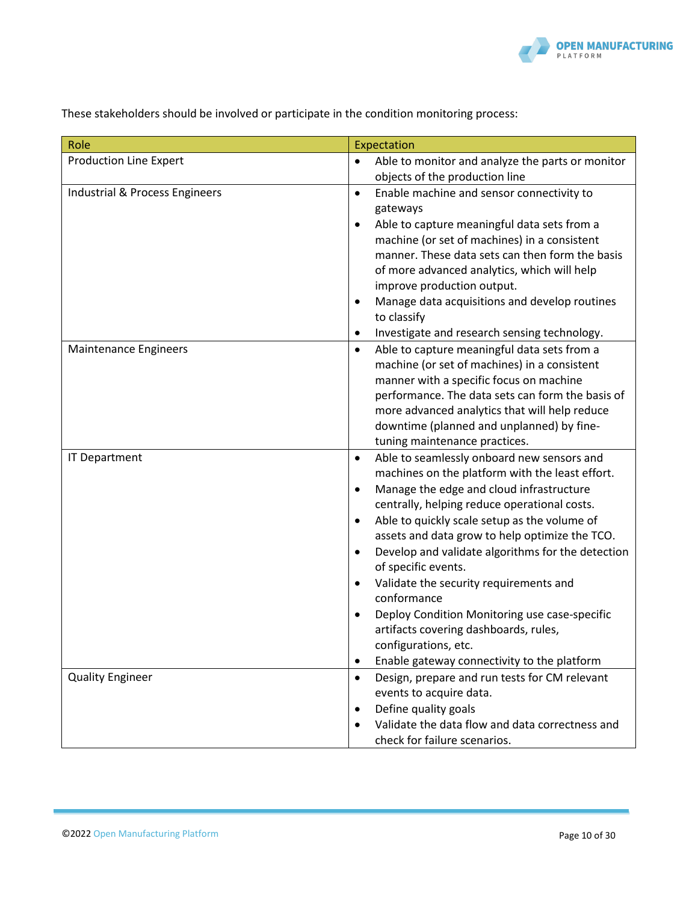These stakeholders should be involved or participate in the condition monitoring process:

| Role | Expectation |
|---|---|
| Production Line Expert | • Able to monitor and analyze the parts or monitor objects of the production line |
| Industrial & Process Engineers | • Enable machine and sensor connectivity to gateways<br>• Able to capture meaningful data sets from a machine (or set of machines) in a consistent manner. These data sets can then form the basis of more advanced analytics, which will help improve production output.<br>• Manage data acquisitions and develop routines to classify<br>• Investigate and research sensing technology. |
| Maintenance Engineers | • Able to capture meaningful data sets from a machine (or set of machines) in a consistent manner with a specific focus on machine performance. The data sets can form the basis of more advanced analytics that will help reduce downtime (planned and unplanned) by fine-tuning maintenance practices. |
| IT Department | • Able to seamlessly onboard new sensors and machines on the platform with the least effort.<br>• Manage the edge and cloud infrastructure centrally, helping reduce operational costs.<br>• Able to quickly scale setup as the volume of assets and data grow to help optimize the TCO.<br>• Develop and validate algorithms for the detection of specific events.<br>• Validate the security requirements and conformance<br>• Deploy Condition Monitoring use case-specific artifacts covering dashboards, rules, configurations, etc.<br>• Enable gateway connectivity to the platform |
| Quality Engineer | • Design, prepare and run tests for CM relevant events to acquire data.<br>• Define quality goals<br>• Validate the data flow and data correctness and check for failure scenarios. |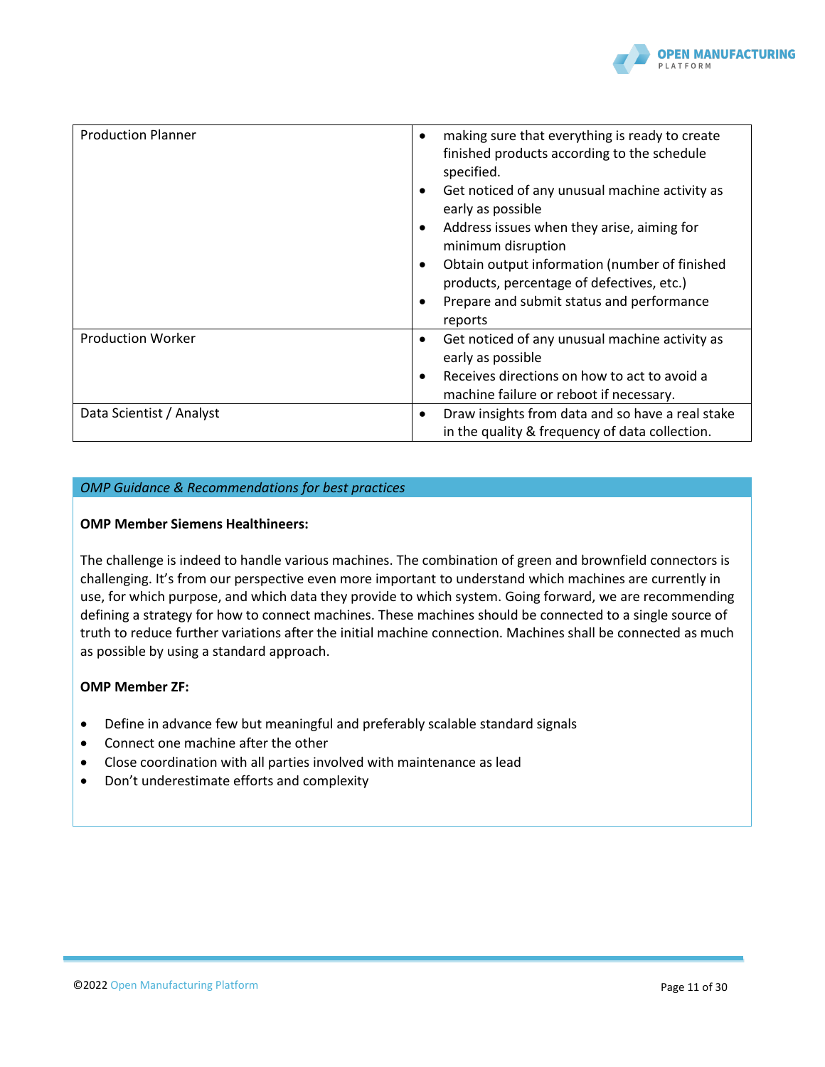| Production Planner | <ul><li>making sure that everything is ready to create finished products according to the schedule specified.</li><li>Get noticed of any unusual machine activity as early as possible</li><li>Address issues when they arise, aiming for minimum disruption</li><li>Obtain output information (number of finished products, percentage of defectives, etc.)</li><li>Prepare and submit status and performance reports</li></ul> |
|---|---|
| Production Worker | <ul><li>Get noticed of any unusual machine activity as early as possible</li><li>Receives directions on how to act to avoid a machine failure or reboot if necessary.</li></ul> |
| Data Scientist / Analyst | <ul><li>Draw insights from data and so have a real stake in the quality & frequency of data collection.</li></ul> |

*OMP Guidance & Recommendations for best practices*

**OMP Member Siemens Healthineers:**

The challenge is indeed to handle various machines. The combination of green and brownfield connectors is challenging. It's from our perspective even more important to understand which machines are currently in use, for which purpose, and which data they provide to which system. Going forward, we are recommending defining a strategy for how to connect machines. These machines should be connected to a single source of truth to reduce further variations after the initial machine connection. Machines shall be connected as much as possible by using a standard approach.

**OMP Member ZF:**

- Define in advance few but meaningful and preferably scalable standard signals
- Connect one machine after the other
- Close coordination with all parties involved with maintenance as lead
- Don't underestimate efforts and complexity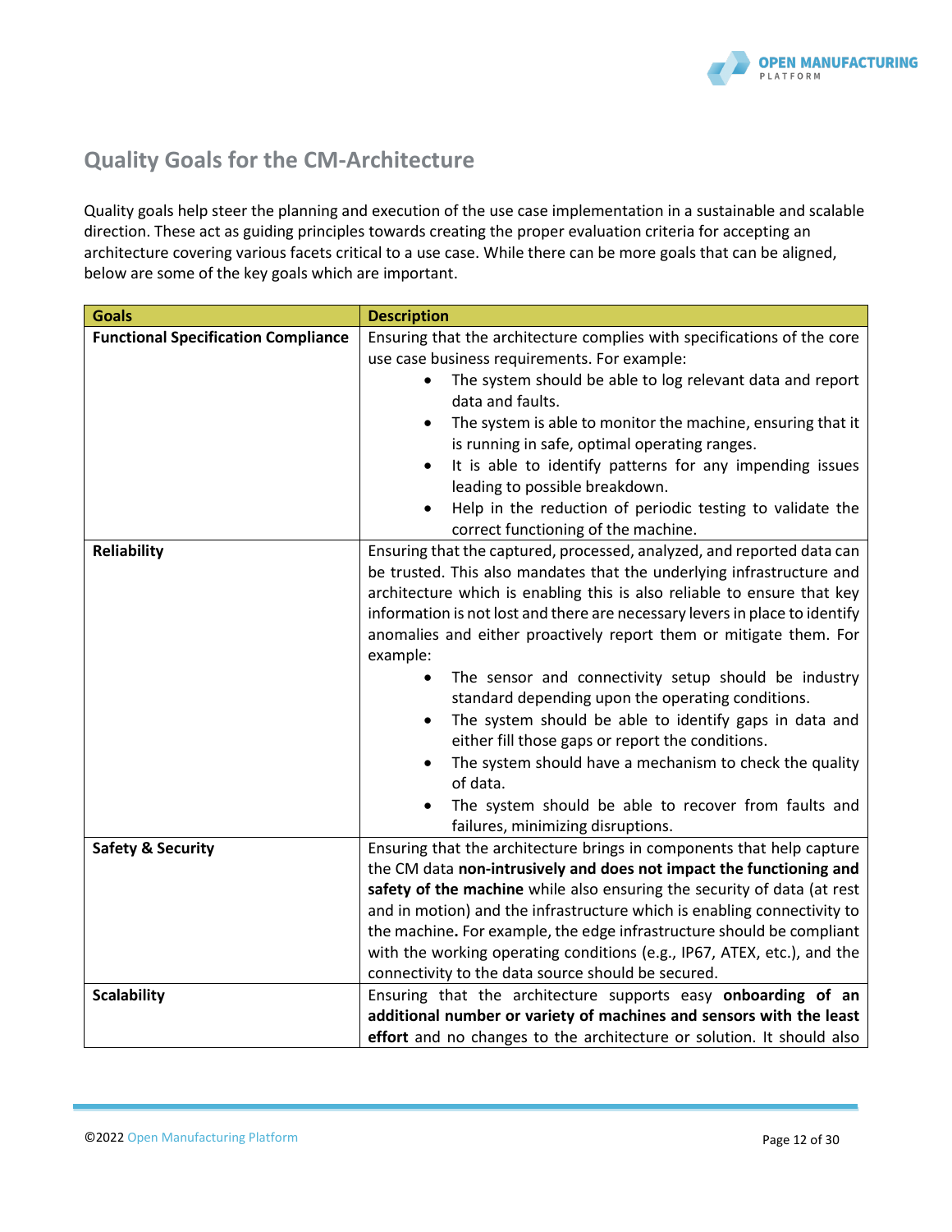## Quality Goals for the CM-Architecture

Quality goals help steer the planning and execution of the use case implementation in a sustainable and scalable direction. These act as guiding principles towards creating the proper evaluation criteria for accepting an architecture covering various facets critical to a use case. While there can be more goals that can be aligned, below are some of the key goals which are important.

| Goals | Description |
|---|---|
| **Functional Specification Compliance** | Ensuring that the architecture complies with specifications of the core use case business requirements. For example:<br>• The system should be able to log relevant data and report data and faults.<br>• The system is able to monitor the machine, ensuring that it is running in safe, optimal operating ranges.<br>• It is able to identify patterns for any impending issues leading to possible breakdown.<br>• Help in the reduction of periodic testing to validate the correct functioning of the machine. |
| **Reliability** | Ensuring that the captured, processed, analyzed, and reported data can be trusted. This also mandates that the underlying infrastructure and architecture which is enabling this is also reliable to ensure that key information is not lost and there are necessary levers in place to identify anomalies and either proactively report them or mitigate them. For example:<br>• The sensor and connectivity setup should be industry standard depending upon the operating conditions.<br>• The system should be able to identify gaps in data and either fill those gaps or report the conditions.<br>• The system should have a mechanism to check the quality of data.<br>• The system should be able to recover from faults and failures, minimizing disruptions. |
| **Safety & Security** | Ensuring that the architecture brings in components that help capture the CM data **non-intrusively and does not impact the functioning and safety of the machine** while also ensuring the security of data (at rest and in motion) and the infrastructure which is enabling connectivity to the machine**.** For example, the edge infrastructure should be compliant with the working operating conditions (e.g., IP67, ATEX, etc.), and the connectivity to the data source should be secured. |
| **Scalability** | Ensuring that the architecture supports easy **onboarding of an additional number or variety of machines and sensors with the least effort** and no changes to the architecture or solution. It should also |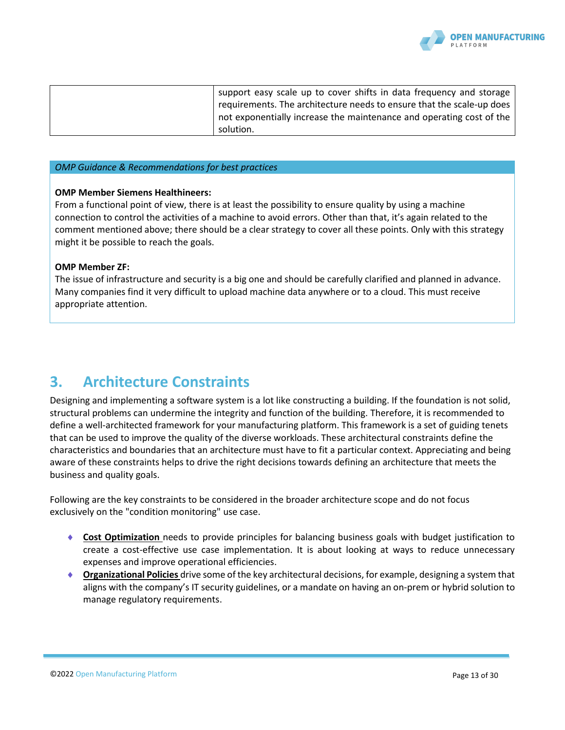| | |
|---|---|
| | support easy scale up to cover shifts in data frequency and storage requirements. The architecture needs to ensure that the scale-up does not exponentially increase the maintenance and operating cost of the solution. |

*OMP Guidance & Recommendations for best practices*

**OMP Member Siemens Healthineers:**
From a functional point of view, there is at least the possibility to ensure quality by using a machine connection to control the activities of a machine to avoid errors. Other than that, it's again related to the comment mentioned above; there should be a clear strategy to cover all these points. Only with this strategy might it be possible to reach the goals.

**OMP Member ZF:**
The issue of infrastructure and security is a big one and should be carefully clarified and planned in advance. Many companies find it very difficult to upload machine data anywhere or to a cloud. This must receive appropriate attention.

# 3. Architecture Constraints

Designing and implementing a software system is a lot like constructing a building. If the foundation is not solid, structural problems can undermine the integrity and function of the building. Therefore, it is recommended to define a well-architected framework for your manufacturing platform. This framework is a set of guiding tenets that can be used to improve the quality of the diverse workloads. These architectural constraints define the characteristics and boundaries that an architecture must have to fit a particular context. Appreciating and being aware of these constraints helps to drive the right decisions towards defining an architecture that meets the business and quality goals.

Following are the key constraints to be considered in the broader architecture scope and do not focus exclusively on the "condition monitoring" use case.

- **Cost Optimization** needs to provide principles for balancing business goals with budget justification to create a cost-effective use case implementation. It is about looking at ways to reduce unnecessary expenses and improve operational efficiencies.
- **Organizational Policies** drive some of the key architectural decisions, for example, designing a system that aligns with the company's IT security guidelines, or a mandate on having an on-prem or hybrid solution to manage regulatory requirements.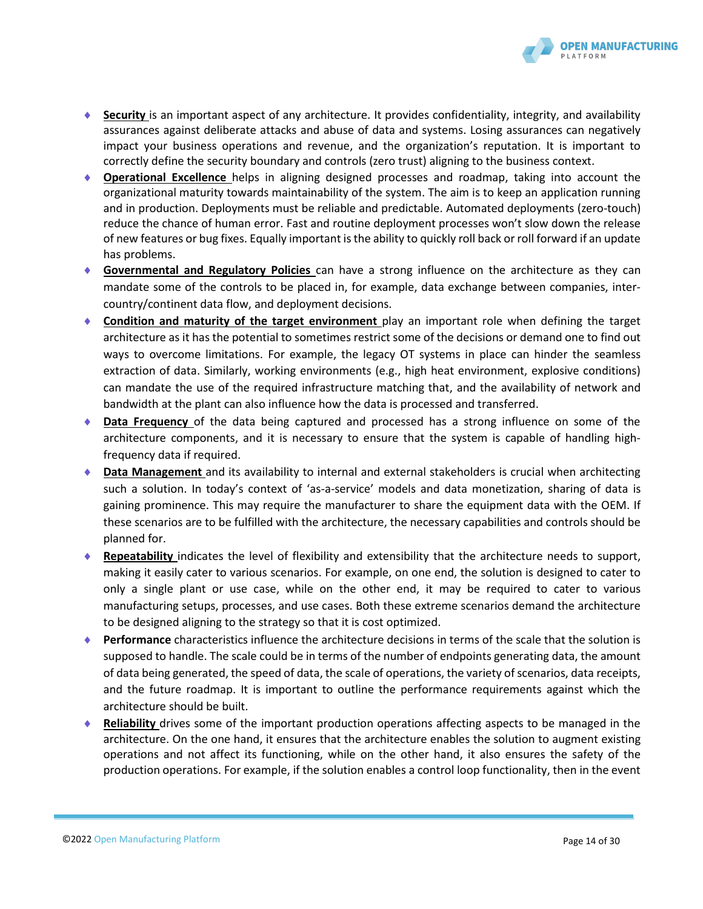- **Security** is an important aspect of any architecture. It provides confidentiality, integrity, and availability assurances against deliberate attacks and abuse of data and systems. Losing assurances can negatively impact your business operations and revenue, and the organization's reputation. It is important to correctly define the security boundary and controls (zero trust) aligning to the business context.
- **Operational Excellence** helps in aligning designed processes and roadmap, taking into account the organizational maturity towards maintainability of the system. The aim is to keep an application running and in production. Deployments must be reliable and predictable. Automated deployments (zero-touch) reduce the chance of human error. Fast and routine deployment processes won't slow down the release of new features or bug fixes. Equally important is the ability to quickly roll back or roll forward if an update has problems.
- **Governmental and Regulatory Policies** can have a strong influence on the architecture as they can mandate some of the controls to be placed in, for example, data exchange between companies, inter-country/continent data flow, and deployment decisions.
- **Condition and maturity of the target environment** play an important role when defining the target architecture as it has the potential to sometimes restrict some of the decisions or demand one to find out ways to overcome limitations. For example, the legacy OT systems in place can hinder the seamless extraction of data. Similarly, working environments (e.g., high heat environment, explosive conditions) can mandate the use of the required infrastructure matching that, and the availability of network and bandwidth at the plant can also influence how the data is processed and transferred.
- **Data Frequency** of the data being captured and processed has a strong influence on some of the architecture components, and it is necessary to ensure that the system is capable of handling high-frequency data if required.
- **Data Management** and its availability to internal and external stakeholders is crucial when architecting such a solution. In today's context of 'as-a-service' models and data monetization, sharing of data is gaining prominence. This may require the manufacturer to share the equipment data with the OEM. If these scenarios are to be fulfilled with the architecture, the necessary capabilities and controls should be planned for.
- **Repeatability** indicates the level of flexibility and extensibility that the architecture needs to support, making it easily cater to various scenarios. For example, on one end, the solution is designed to cater to only a single plant or use case, while on the other end, it may be required to cater to various manufacturing setups, processes, and use cases. Both these extreme scenarios demand the architecture to be designed aligning to the strategy so that it is cost optimized.
- **Performance** characteristics influence the architecture decisions in terms of the scale that the solution is supposed to handle. The scale could be in terms of the number of endpoints generating data, the amount of data being generated, the speed of data, the scale of operations, the variety of scenarios, data receipts, and the future roadmap. It is important to outline the performance requirements against which the architecture should be built.
- **Reliability** drives some of the important production operations affecting aspects to be managed in the architecture. On the one hand, it ensures that the architecture enables the solution to augment existing operations and not affect its functioning, while on the other hand, it also ensures the safety of the production operations. For example, if the solution enables a control loop functionality, then in the event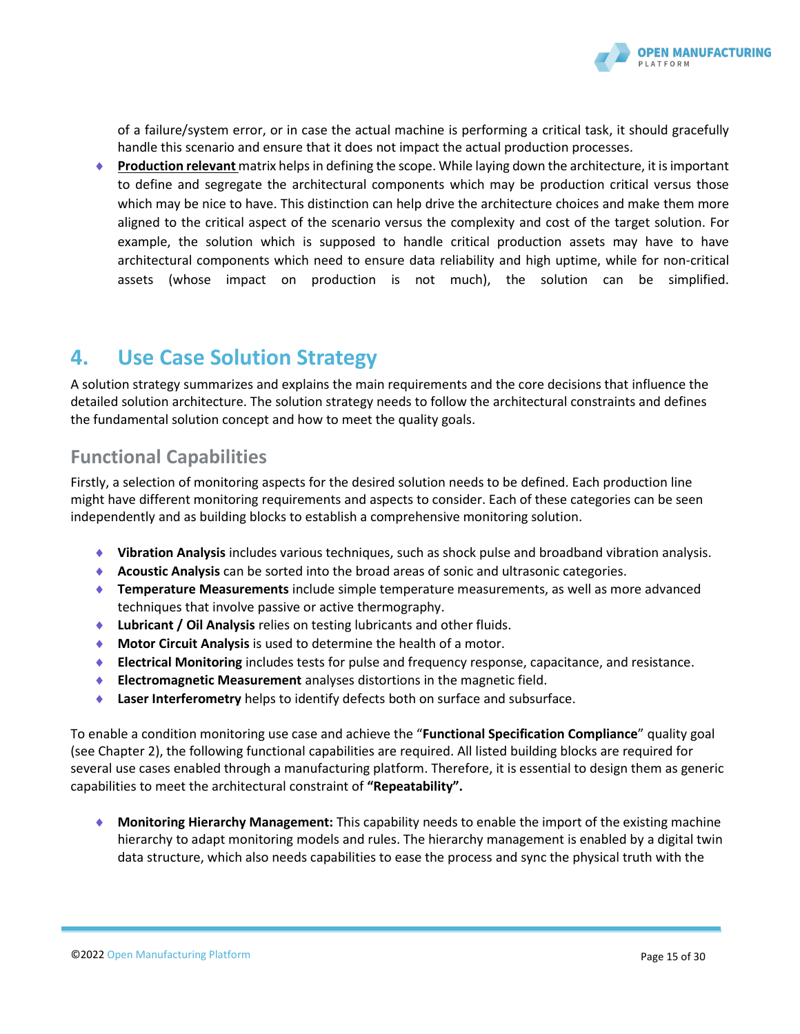of a failure/system error, or in case the actual machine is performing a critical task, it should gracefully handle this scenario and ensure that it does not impact the actual production processes.

- **Production relevant** matrix helps in defining the scope. While laying down the architecture, it is important to define and segregate the architectural components which may be production critical versus those which may be nice to have. This distinction can help drive the architecture choices and make them more aligned to the critical aspect of the scenario versus the complexity and cost of the target solution. For example, the solution which is supposed to handle critical production assets may have to have architectural components which need to ensure data reliability and high uptime, while for non-critical assets (whose impact on production is not much), the solution can be simplified.

# 4. Use Case Solution Strategy

A solution strategy summarizes and explains the main requirements and the core decisions that influence the detailed solution architecture. The solution strategy needs to follow the architectural constraints and defines the fundamental solution concept and how to meet the quality goals.

## Functional Capabilities

Firstly, a selection of monitoring aspects for the desired solution needs to be defined. Each production line might have different monitoring requirements and aspects to consider. Each of these categories can be seen independently and as building blocks to establish a comprehensive monitoring solution.

- **Vibration Analysis** includes various techniques, such as shock pulse and broadband vibration analysis.
- **Acoustic Analysis** can be sorted into the broad areas of sonic and ultrasonic categories.
- **Temperature Measurements** include simple temperature measurements, as well as more advanced techniques that involve passive or active thermography.
- **Lubricant / Oil Analysis** relies on testing lubricants and other fluids.
- **Motor Circuit Analysis** is used to determine the health of a motor.
- **Electrical Monitoring** includes tests for pulse and frequency response, capacitance, and resistance.
- **Electromagnetic Measurement** analyses distortions in the magnetic field.
- **Laser Interferometry** helps to identify defects both on surface and subsurface.

To enable a condition monitoring use case and achieve the "**Functional Specification Compliance**" quality goal (see Chapter 2), the following functional capabilities are required. All listed building blocks are required for several use cases enabled through a manufacturing platform. Therefore, it is essential to design them as generic capabilities to meet the architectural constraint of **"Repeatability".**

- **Monitoring Hierarchy Management:** This capability needs to enable the import of the existing machine hierarchy to adapt monitoring models and rules. The hierarchy management is enabled by a digital twin data structure, which also needs capabilities to ease the process and sync the physical truth with the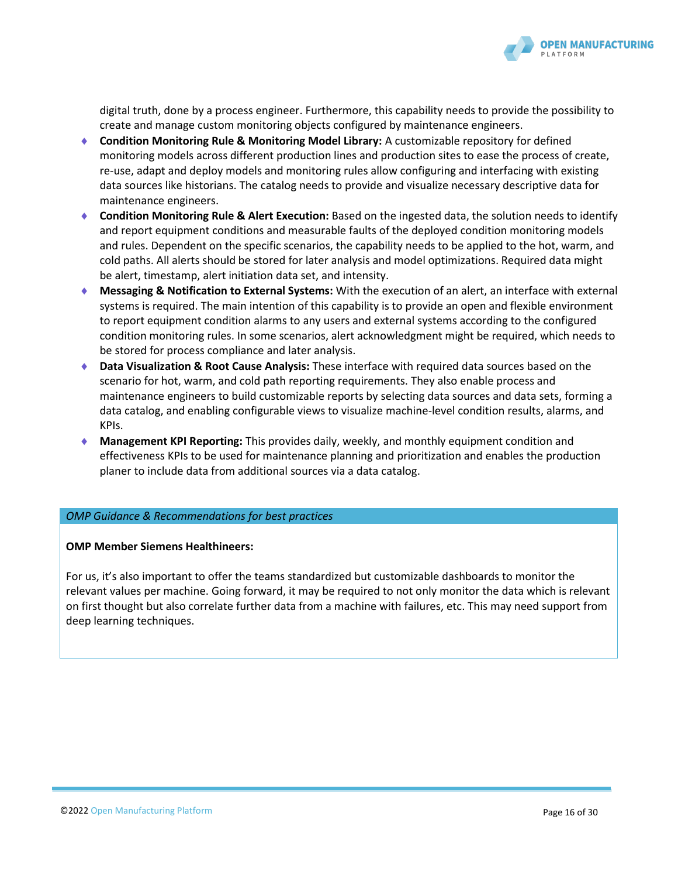digital truth, done by a process engineer. Furthermore, this capability needs to provide the possibility to create and manage custom monitoring objects configured by maintenance engineers.

- **Condition Monitoring Rule & Monitoring Model Library:** A customizable repository for defined monitoring models across different production lines and production sites to ease the process of create, re-use, adapt and deploy models and monitoring rules allow configuring and interfacing with existing data sources like historians. The catalog needs to provide and visualize necessary descriptive data for maintenance engineers.
- **Condition Monitoring Rule & Alert Execution:** Based on the ingested data, the solution needs to identify and report equipment conditions and measurable faults of the deployed condition monitoring models and rules. Dependent on the specific scenarios, the capability needs to be applied to the hot, warm, and cold paths. All alerts should be stored for later analysis and model optimizations. Required data might be alert, timestamp, alert initiation data set, and intensity.
- **Messaging & Notification to External Systems:** With the execution of an alert, an interface with external systems is required. The main intention of this capability is to provide an open and flexible environment to report equipment condition alarms to any users and external systems according to the configured condition monitoring rules. In some scenarios, alert acknowledgment might be required, which needs to be stored for process compliance and later analysis.
- **Data Visualization & Root Cause Analysis:** These interface with required data sources based on the scenario for hot, warm, and cold path reporting requirements. They also enable process and maintenance engineers to build customizable reports by selecting data sources and data sets, forming a data catalog, and enabling configurable views to visualize machine-level condition results, alarms, and KPIs.
- **Management KPI Reporting:** This provides daily, weekly, and monthly equipment condition and effectiveness KPIs to be used for maintenance planning and prioritization and enables the production planer to include data from additional sources via a data catalog.

*OMP Guidance & Recommendations for best practices*

**OMP Member Siemens Healthineers:**

For us, it's also important to offer the teams standardized but customizable dashboards to monitor the relevant values per machine. Going forward, it may be required to not only monitor the data which is relevant on first thought but also correlate further data from a machine with failures, etc. This may need support from deep learning techniques.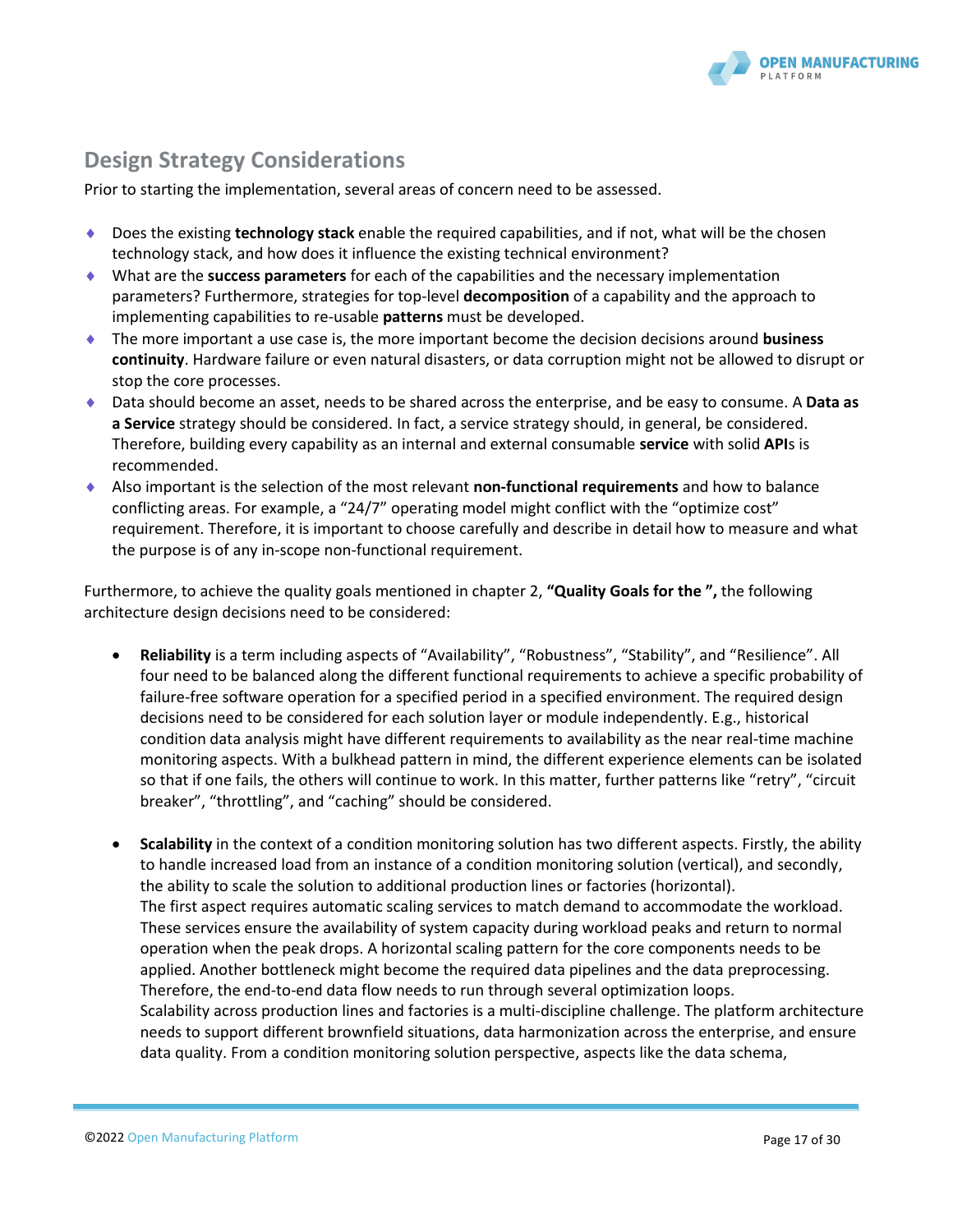## Design Strategy Considerations

Prior to starting the implementation, several areas of concern need to be assessed.

- Does the existing **technology stack** enable the required capabilities, and if not, what will be the chosen technology stack, and how does it influence the existing technical environment?
- What are the **success parameters** for each of the capabilities and the necessary implementation parameters? Furthermore, strategies for top-level **decomposition** of a capability and the approach to implementing capabilities to re-usable **patterns** must be developed.
- The more important a use case is, the more important become the decision decisions around **business continuity**. Hardware failure or even natural disasters, or data corruption might not be allowed to disrupt or stop the core processes.
- Data should become an asset, needs to be shared across the enterprise, and be easy to consume. A **Data as a Service** strategy should be considered. In fact, a service strategy should, in general, be considered. Therefore, building every capability as an internal and external consumable **service** with solid **API**s is recommended.
- Also important is the selection of the most relevant **non-functional requirements** and how to balance conflicting areas. For example, a "24/7" operating model might conflict with the "optimize cost" requirement. Therefore, it is important to choose carefully and describe in detail how to measure and what the purpose is of any in-scope non-functional requirement.

Furthermore, to achieve the quality goals mentioned in chapter 2, **"Quality Goals for the ",** the following architecture design decisions need to be considered:

- **Reliability** is a term including aspects of "Availability", "Robustness", "Stability", and "Resilience". All four need to be balanced along the different functional requirements to achieve a specific probability of failure-free software operation for a specified period in a specified environment. The required design decisions need to be considered for each solution layer or module independently. E.g., historical condition data analysis might have different requirements to availability as the near real-time machine monitoring aspects. With a bulkhead pattern in mind, the different experience elements can be isolated so that if one fails, the others will continue to work. In this matter, further patterns like "retry", "circuit breaker", "throttling", and "caching" should be considered.

- **Scalability** in the context of a condition monitoring solution has two different aspects. Firstly, the ability to handle increased load from an instance of a condition monitoring solution (vertical), and secondly, the ability to scale the solution to additional production lines or factories (horizontal).
  The first aspect requires automatic scaling services to match demand to accommodate the workload. These services ensure the availability of system capacity during workload peaks and return to normal operation when the peak drops. A horizontal scaling pattern for the core components needs to be applied. Another bottleneck might become the required data pipelines and the data preprocessing. Therefore, the end-to-end data flow needs to run through several optimization loops.
  Scalability across production lines and factories is a multi-discipline challenge. The platform architecture needs to support different brownfield situations, data harmonization across the enterprise, and ensure data quality. From a condition monitoring solution perspective, aspects like the data schema,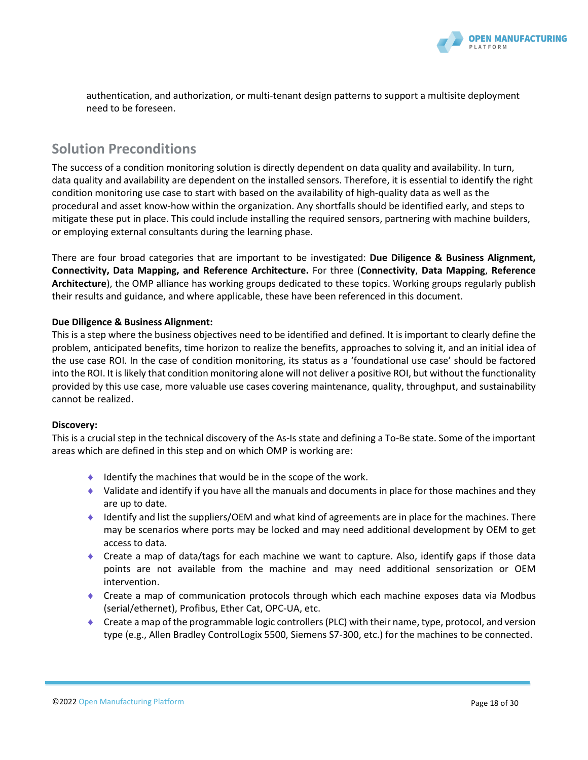authentication, and authorization, or multi-tenant design patterns to support a multisite deployment need to be foreseen.

## Solution Preconditions

The success of a condition monitoring solution is directly dependent on data quality and availability. In turn, data quality and availability are dependent on the installed sensors. Therefore, it is essential to identify the right condition monitoring use case to start with based on the availability of high-quality data as well as the procedural and asset know-how within the organization. Any shortfalls should be identified early, and steps to mitigate these put in place. This could include installing the required sensors, partnering with machine builders, or employing external consultants during the learning phase.

There are four broad categories that are important to be investigated: **Due Diligence & Business Alignment, Connectivity, Data Mapping, and Reference Architecture.** For three (**Connectivity**, **Data Mapping**, **Reference Architecture**), the OMP alliance has working groups dedicated to these topics. Working groups regularly publish their results and guidance, and where applicable, these have been referenced in this document.

**Due Diligence & Business Alignment:**
This is a step where the business objectives need to be identified and defined. It is important to clearly define the problem, anticipated benefits, time horizon to realize the benefits, approaches to solving it, and an initial idea of the use case ROI. In the case of condition monitoring, its status as a 'foundational use case' should be factored into the ROI. It is likely that condition monitoring alone will not deliver a positive ROI, but without the functionality provided by this use case, more valuable use cases covering maintenance, quality, throughput, and sustainability cannot be realized.

**Discovery:**
This is a crucial step in the technical discovery of the As-Is state and defining a To-Be state. Some of the important areas which are defined in this step and on which OMP is working are:

- Identify the machines that would be in the scope of the work.
- Validate and identify if you have all the manuals and documents in place for those machines and they are up to date.
- Identify and list the suppliers/OEM and what kind of agreements are in place for the machines. There may be scenarios where ports may be locked and may need additional development by OEM to get access to data.
- Create a map of data/tags for each machine we want to capture. Also, identify gaps if those data points are not available from the machine and may need additional sensorization or OEM intervention.
- Create a map of communication protocols through which each machine exposes data via Modbus (serial/ethernet), Profibus, Ether Cat, OPC-UA, etc.
- Create a map of the programmable logic controllers (PLC) with their name, type, protocol, and version type (e.g., Allen Bradley ControlLogix 5500, Siemens S7-300, etc.) for the machines to be connected.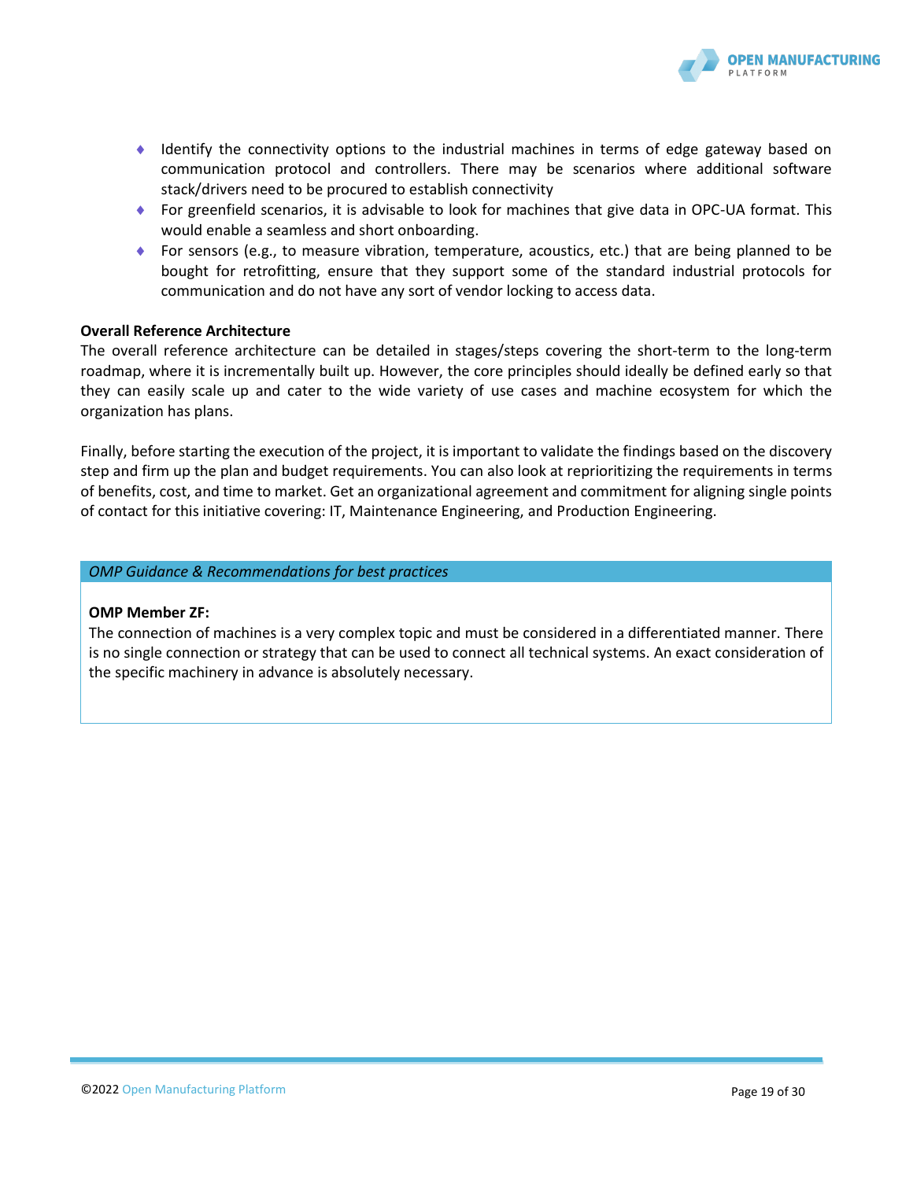- Identify the connectivity options to the industrial machines in terms of edge gateway based on communication protocol and controllers. There may be scenarios where additional software stack/drivers need to be procured to establish connectivity
- For greenfield scenarios, it is advisable to look for machines that give data in OPC-UA format. This would enable a seamless and short onboarding.
- For sensors (e.g., to measure vibration, temperature, acoustics, etc.) that are being planned to be bought for retrofitting, ensure that they support some of the standard industrial protocols for communication and do not have any sort of vendor locking to access data.

**Overall Reference Architecture**

The overall reference architecture can be detailed in stages/steps covering the short-term to the long-term roadmap, where it is incrementally built up. However, the core principles should ideally be defined early so that they can easily scale up and cater to the wide variety of use cases and machine ecosystem for which the organization has plans.

Finally, before starting the execution of the project, it is important to validate the findings based on the discovery step and firm up the plan and budget requirements. You can also look at reprioritizing the requirements in terms of benefits, cost, and time to market. Get an organizational agreement and commitment for aligning single points of contact for this initiative covering: IT, Maintenance Engineering, and Production Engineering.

*OMP Guidance & Recommendations for best practices*

**OMP Member ZF:**

The connection of machines is a very complex topic and must be considered in a differentiated manner. There is no single connection or strategy that can be used to connect all technical systems. An exact consideration of the specific machinery in advance is absolutely necessary.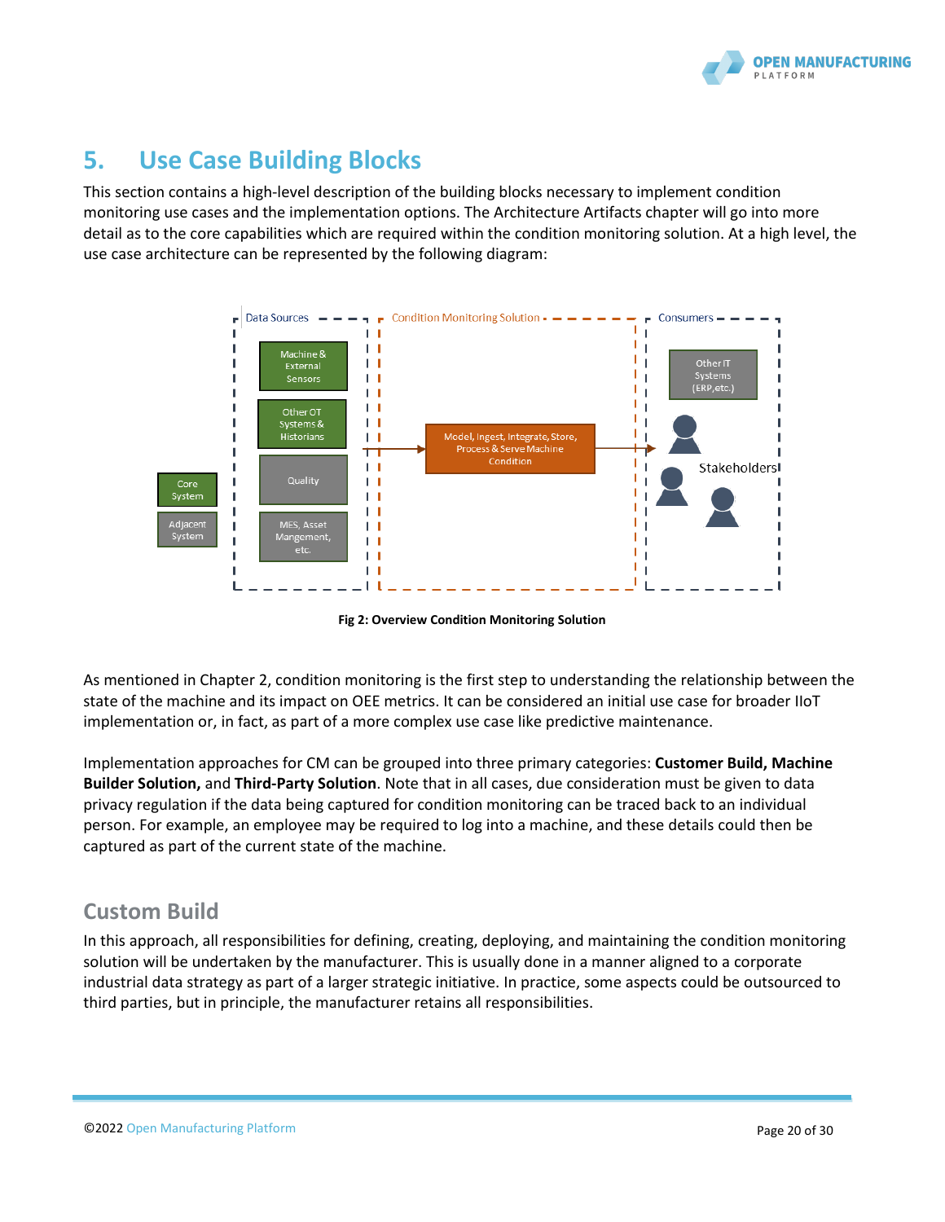# 5. Use Case Building Blocks

This section contains a high-level description of the building blocks necessary to implement condition monitoring use cases and the implementation options. The Architecture Artifacts chapter will go into more detail as to the core capabilities which are required within the condition monitoring solution. At a high level, the use case architecture can be represented by the following diagram:

**Fig 2: Overview Condition Monitoring Solution**

As mentioned in Chapter 2, condition monitoring is the first step to understanding the relationship between the state of the machine and its impact on OEE metrics. It can be considered an initial use case for broader IIoT implementation or, in fact, as part of a more complex use case like predictive maintenance.

Implementation approaches for CM can be grouped into three primary categories: **Customer Build, Machine Builder Solution,** and **Third-Party Solution**. Note that in all cases, due consideration must be given to data privacy regulation if the data being captured for condition monitoring can be traced back to an individual person. For example, an employee may be required to log into a machine, and these details could then be captured as part of the current state of the machine.

## Custom Build

In this approach, all responsibilities for defining, creating, deploying, and maintaining the condition monitoring solution will be undertaken by the manufacturer. This is usually done in a manner aligned to a corporate industrial data strategy as part of a larger strategic initiative. In practice, some aspects could be outsourced to third parties, but in principle, the manufacturer retains all responsibilities.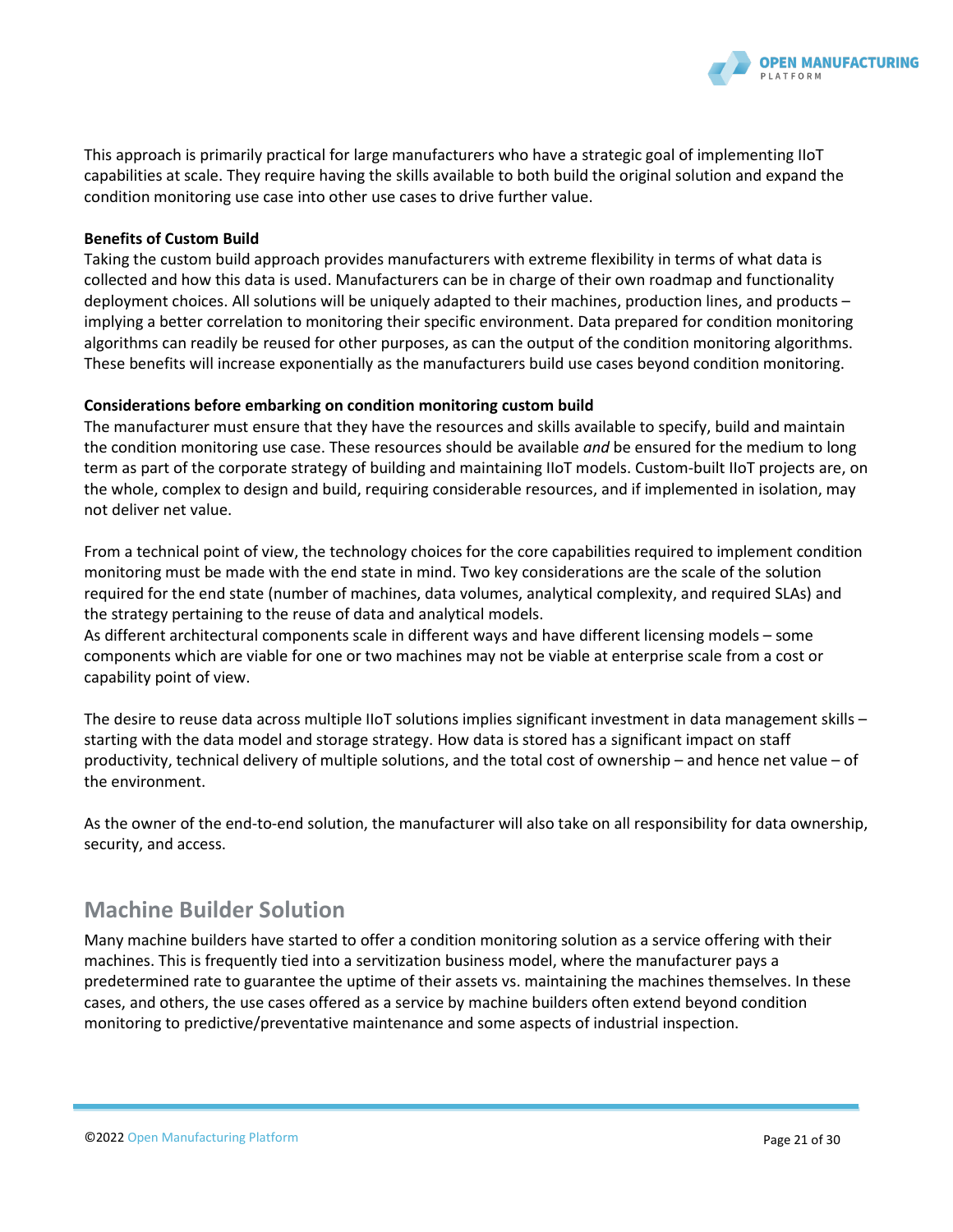This approach is primarily practical for large manufacturers who have a strategic goal of implementing IIoT capabilities at scale. They require having the skills available to both build the original solution and expand the condition monitoring use case into other use cases to drive further value.

**Benefits of Custom Build**

Taking the custom build approach provides manufacturers with extreme flexibility in terms of what data is collected and how this data is used. Manufacturers can be in charge of their own roadmap and functionality deployment choices. All solutions will be uniquely adapted to their machines, production lines, and products – implying a better correlation to monitoring their specific environment. Data prepared for condition monitoring algorithms can readily be reused for other purposes, as can the output of the condition monitoring algorithms. These benefits will increase exponentially as the manufacturers build use cases beyond condition monitoring.

**Considerations before embarking on condition monitoring custom build**

The manufacturer must ensure that they have the resources and skills available to specify, build and maintain the condition monitoring use case. These resources should be available *and* be ensured for the medium to long term as part of the corporate strategy of building and maintaining IIoT models. Custom-built IIoT projects are, on the whole, complex to design and build, requiring considerable resources, and if implemented in isolation, may not deliver net value.

From a technical point of view, the technology choices for the core capabilities required to implement condition monitoring must be made with the end state in mind. Two key considerations are the scale of the solution required for the end state (number of machines, data volumes, analytical complexity, and required SLAs) and the strategy pertaining to the reuse of data and analytical models.
As different architectural components scale in different ways and have different licensing models – some components which are viable for one or two machines may not be viable at enterprise scale from a cost or capability point of view.

The desire to reuse data across multiple IIoT solutions implies significant investment in data management skills – starting with the data model and storage strategy. How data is stored has a significant impact on staff productivity, technical delivery of multiple solutions, and the total cost of ownership – and hence net value – of the environment.

As the owner of the end-to-end solution, the manufacturer will also take on all responsibility for data ownership, security, and access.

## Machine Builder Solution

Many machine builders have started to offer a condition monitoring solution as a service offering with their machines. This is frequently tied into a servitization business model, where the manufacturer pays a predetermined rate to guarantee the uptime of their assets vs. maintaining the machines themselves. In these cases, and others, the use cases offered as a service by machine builders often extend beyond condition monitoring to predictive/preventative maintenance and some aspects of industrial inspection.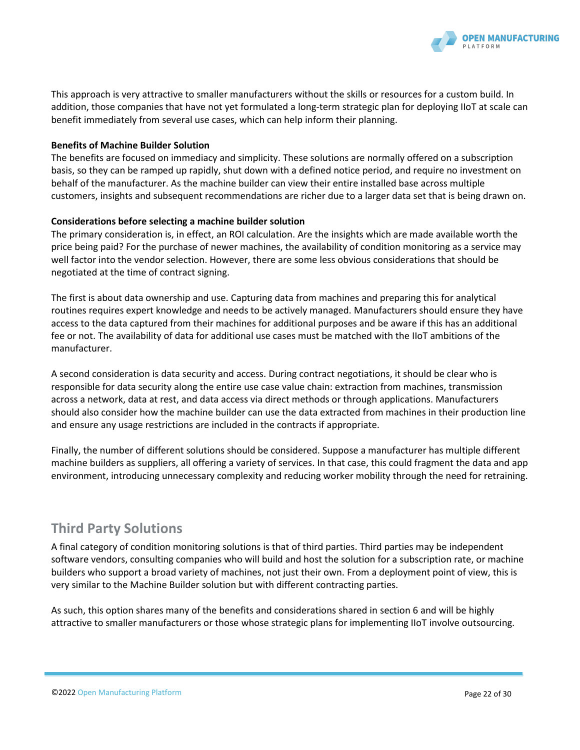This approach is very attractive to smaller manufacturers without the skills or resources for a custom build. In addition, those companies that have not yet formulated a long-term strategic plan for deploying IIoT at scale can benefit immediately from several use cases, which can help inform their planning.

**Benefits of Machine Builder Solution**

The benefits are focused on immediacy and simplicity. These solutions are normally offered on a subscription basis, so they can be ramped up rapidly, shut down with a defined notice period, and require no investment on behalf of the manufacturer. As the machine builder can view their entire installed base across multiple customers, insights and subsequent recommendations are richer due to a larger data set that is being drawn on.

**Considerations before selecting a machine builder solution**

The primary consideration is, in effect, an ROI calculation. Are the insights which are made available worth the price being paid? For the purchase of newer machines, the availability of condition monitoring as a service may well factor into the vendor selection. However, there are some less obvious considerations that should be negotiated at the time of contract signing.

The first is about data ownership and use. Capturing data from machines and preparing this for analytical routines requires expert knowledge and needs to be actively managed. Manufacturers should ensure they have access to the data captured from their machines for additional purposes and be aware if this has an additional fee or not. The availability of data for additional use cases must be matched with the IIoT ambitions of the manufacturer.

A second consideration is data security and access. During contract negotiations, it should be clear who is responsible for data security along the entire use case value chain: extraction from machines, transmission across a network, data at rest, and data access via direct methods or through applications. Manufacturers should also consider how the machine builder can use the data extracted from machines in their production line and ensure any usage restrictions are included in the contracts if appropriate.

Finally, the number of different solutions should be considered. Suppose a manufacturer has multiple different machine builders as suppliers, all offering a variety of services. In that case, this could fragment the data and app environment, introducing unnecessary complexity and reducing worker mobility through the need for retraining.

## Third Party Solutions

A final category of condition monitoring solutions is that of third parties. Third parties may be independent software vendors, consulting companies who will build and host the solution for a subscription rate, or machine builders who support a broad variety of machines, not just their own. From a deployment point of view, this is very similar to the Machine Builder solution but with different contracting parties.

As such, this option shares many of the benefits and considerations shared in section 6 and will be highly attractive to smaller manufacturers or those whose strategic plans for implementing IIoT involve outsourcing.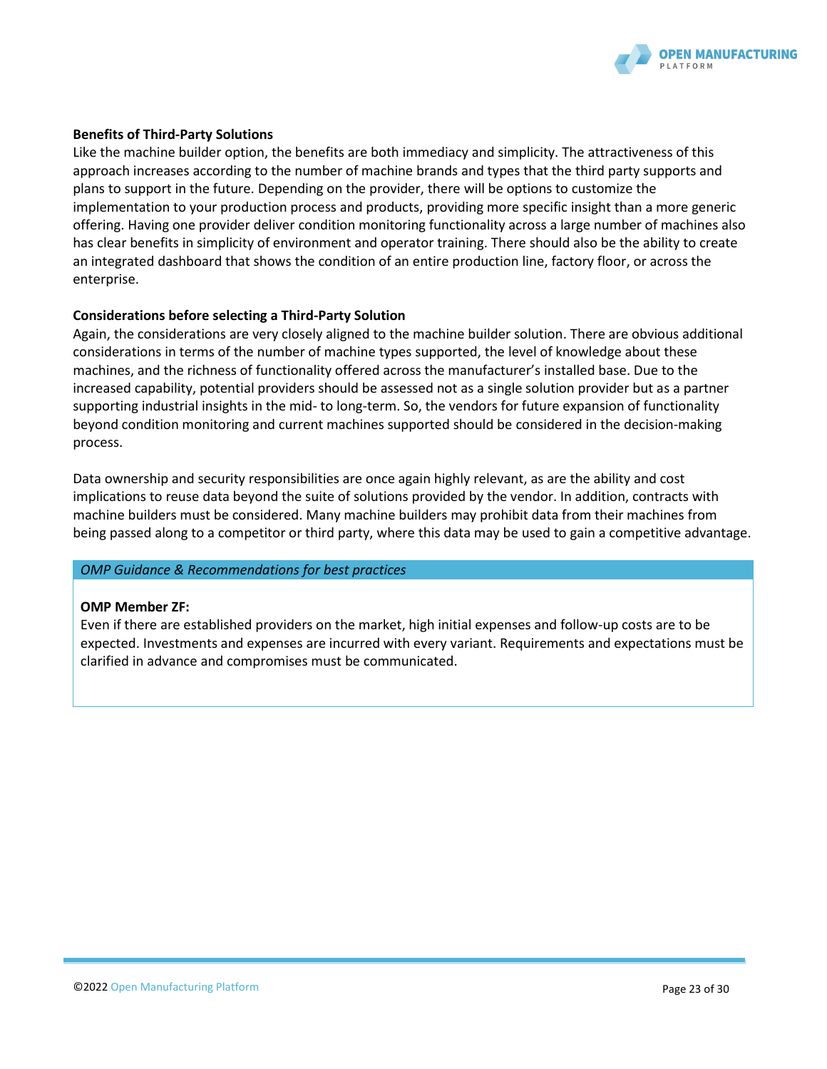**Benefits of Third-Party Solutions**

Like the machine builder option, the benefits are both immediacy and simplicity. The attractiveness of this approach increases according to the number of machine brands and types that the third party supports and plans to support in the future. Depending on the provider, there will be options to customize the implementation to your production process and products, providing more specific insight than a more generic offering. Having one provider deliver condition monitoring functionality across a large number of machines also has clear benefits in simplicity of environment and operator training. There should also be the ability to create an integrated dashboard that shows the condition of an entire production line, factory floor, or across the enterprise.

**Considerations before selecting a Third-Party Solution**

Again, the considerations are very closely aligned to the machine builder solution. There are obvious additional considerations in terms of the number of machine types supported, the level of knowledge about these machines, and the richness of functionality offered across the manufacturer's installed base. Due to the increased capability, potential providers should be assessed not as a single solution provider but as a partner supporting industrial insights in the mid- to long-term. So, the vendors for future expansion of functionality beyond condition monitoring and current machines supported should be considered in the decision-making process.

Data ownership and security responsibilities are once again highly relevant, as are the ability and cost implications to reuse data beyond the suite of solutions provided by the vendor. In addition, contracts with machine builders must be considered. Many machine builders may prohibit data from their machines from being passed along to a competitor or third party, where this data may be used to gain a competitive advantage.

| *OMP Guidance & Recommendations for best practices* |
|---|
| **OMP Member ZF:**<br>Even if there are established providers on the market, high initial expenses and follow-up costs are to be expected. Investments and expenses are incurred with every variant. Requirements and expectations must be clarified in advance and compromises must be communicated. |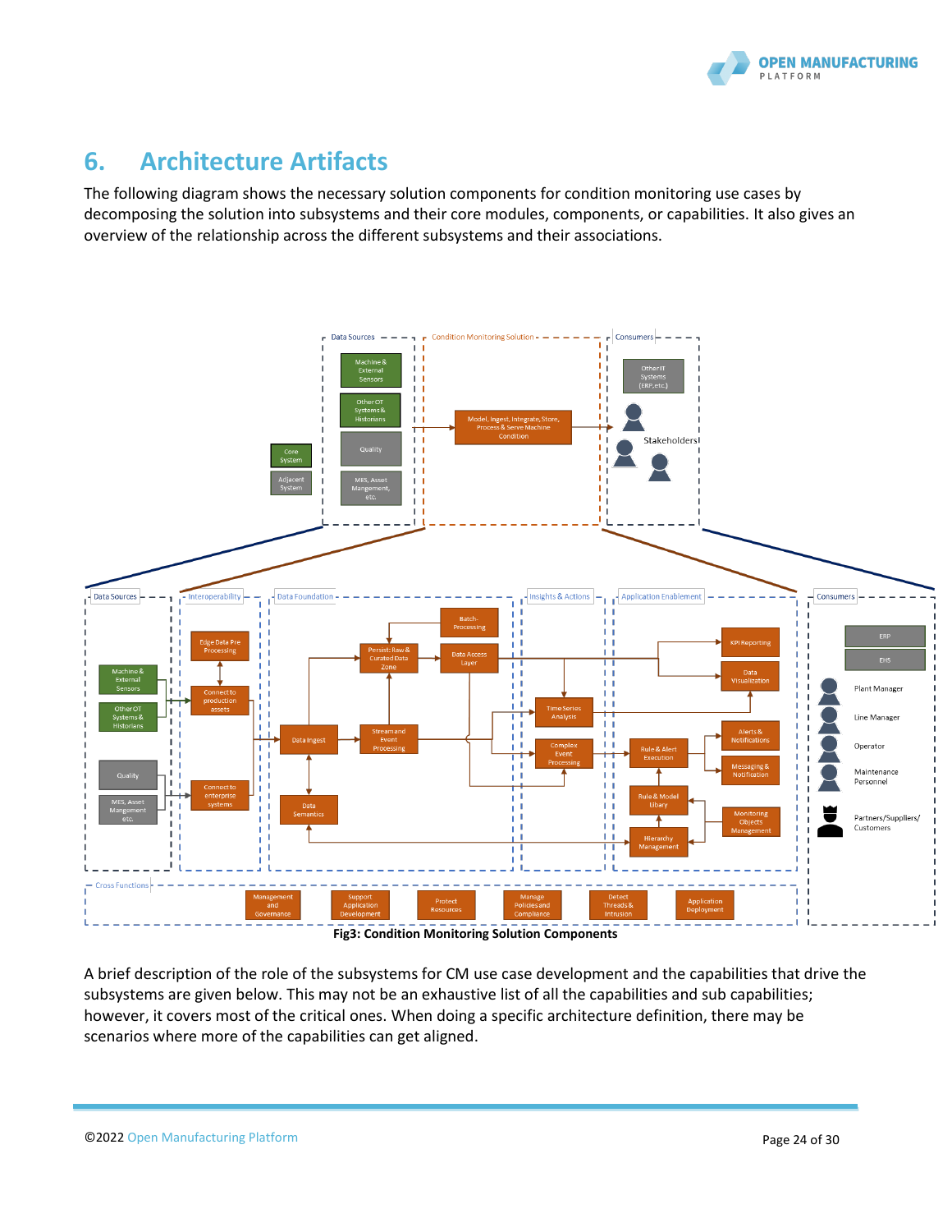# 6. Architecture Artifacts

The following diagram shows the necessary solution components for condition monitoring use cases by decomposing the solution into subsystems and their core modules, components, or capabilities. It also gives an overview of the relationship across the different subsystems and their associations.

**Fig3: Condition Monitoring Solution Components**

A brief description of the role of the subsystems for CM use case development and the capabilities that drive the subsystems are given below. This may not be an exhaustive list of all the capabilities and sub capabilities; however, it covers most of the critical ones. When doing a specific architecture definition, there may be scenarios where more of the capabilities can get aligned.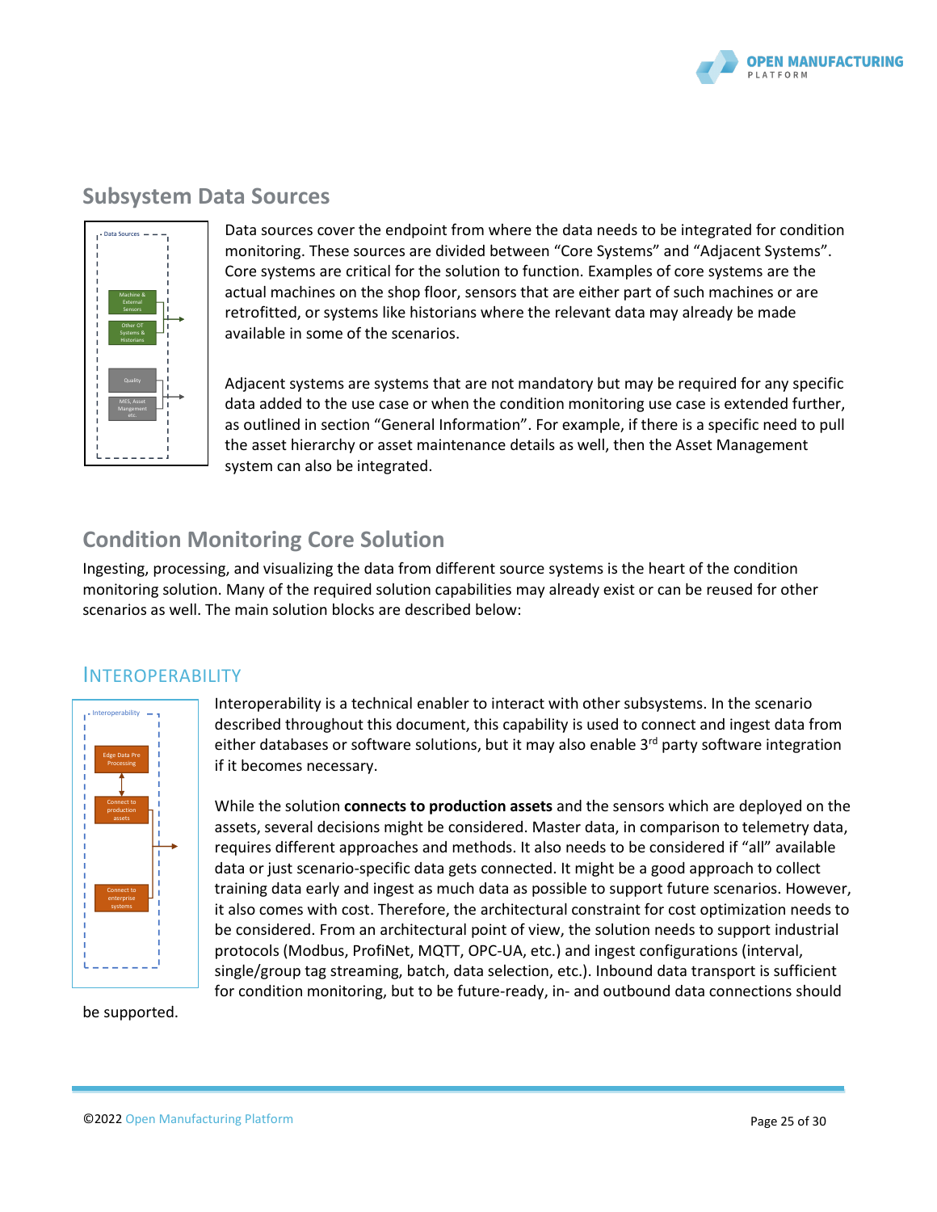## Subsystem Data Sources

Data sources cover the endpoint from where the data needs to be integrated for condition monitoring. These sources are divided between "Core Systems" and "Adjacent Systems". Core systems are critical for the solution to function. Examples of core systems are the actual machines on the shop floor, sensors that are either part of such machines or are retrofitted, or systems like historians where the relevant data may already be made available in some of the scenarios.

Adjacent systems are systems that are not mandatory but may be required for any specific data added to the use case or when the condition monitoring use case is extended further, as outlined in section "General Information". For example, if there is a specific need to pull the asset hierarchy or asset maintenance details as well, then the Asset Management system can also be integrated.

## Condition Monitoring Core Solution

Ingesting, processing, and visualizing the data from different source systems is the heart of the condition monitoring solution. Many of the required solution capabilities may already exist or can be reused for other scenarios as well. The main solution blocks are described below:

### Interoperability

Interoperability is a technical enabler to interact with other subsystems. In the scenario described throughout this document, this capability is used to connect and ingest data from either databases or software solutions, but it may also enable 3rd party software integration if it becomes necessary.

While the solution **connects to production assets** and the sensors which are deployed on the assets, several decisions might be considered. Master data, in comparison to telemetry data, requires different approaches and methods. It also needs to be considered if "all" available data or just scenario-specific data gets connected. It might be a good approach to collect training data early and ingest as much data as possible to support future scenarios. However, it also comes with cost. Therefore, the architectural constraint for cost optimization needs to be considered. From an architectural point of view, the solution needs to support industrial protocols (Modbus, ProfiNet, MQTT, OPC-UA, etc.) and ingest configurations (interval, single/group tag streaming, batch, data selection, etc.). Inbound data transport is sufficient for condition monitoring, but to be future-ready, in- and outbound data connections should be supported.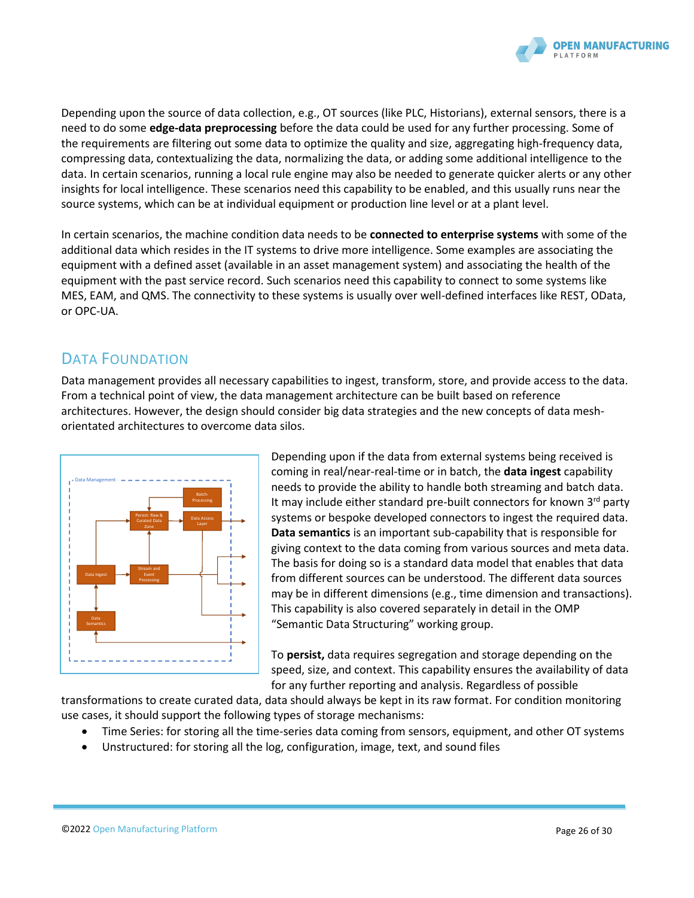Depending upon the source of data collection, e.g., OT sources (like PLC, Historians), external sensors, there is a need to do some **edge-data preprocessing** before the data could be used for any further processing. Some of the requirements are filtering out some data to optimize the quality and size, aggregating high-frequency data, compressing data, contextualizing the data, normalizing the data, or adding some additional intelligence to the data. In certain scenarios, running a local rule engine may also be needed to generate quicker alerts or any other insights for local intelligence. These scenarios need this capability to be enabled, and this usually runs near the source systems, which can be at individual equipment or production line level or at a plant level.

In certain scenarios, the machine condition data needs to be **connected to enterprise systems** with some of the additional data which resides in the IT systems to drive more intelligence. Some examples are associating the equipment with a defined asset (available in an asset management system) and associating the health of the equipment with the past service record. Such scenarios need this capability to connect to some systems like MES, EAM, and QMS. The connectivity to these systems is usually over well-defined interfaces like REST, OData, or OPC-UA.

## Data Foundation

Data management provides all necessary capabilities to ingest, transform, store, and provide access to the data. From a technical point of view, the data management architecture can be built based on reference architectures. However, the design should consider big data strategies and the new concepts of data mesh-orientated architectures to overcome data silos.

Depending upon if the data from external systems being received is coming in real/near-real-time or in batch, the **data ingest** capability needs to provide the ability to handle both streaming and batch data. It may include either standard pre-built connectors for known 3rd party systems or bespoke developed connectors to ingest the required data. **Data semantics** is an important sub-capability that is responsible for giving context to the data coming from various sources and meta data. The basis for doing so is a standard data model that enables that data from different sources can be understood. The different data sources may be in different dimensions (e.g., time dimension and transactions). This capability is also covered separately in detail in the OMP "Semantic Data Structuring" working group.

To **persist,** data requires segregation and storage depending on the speed, size, and context. This capability ensures the availability of data for any further reporting and analysis. Regardless of possible transformations to create curated data, data should always be kept in its raw format. For condition monitoring use cases, it should support the following types of storage mechanisms:

- Time Series: for storing all the time-series data coming from sensors, equipment, and other OT systems
- Unstructured: for storing all the log, configuration, image, text, and sound files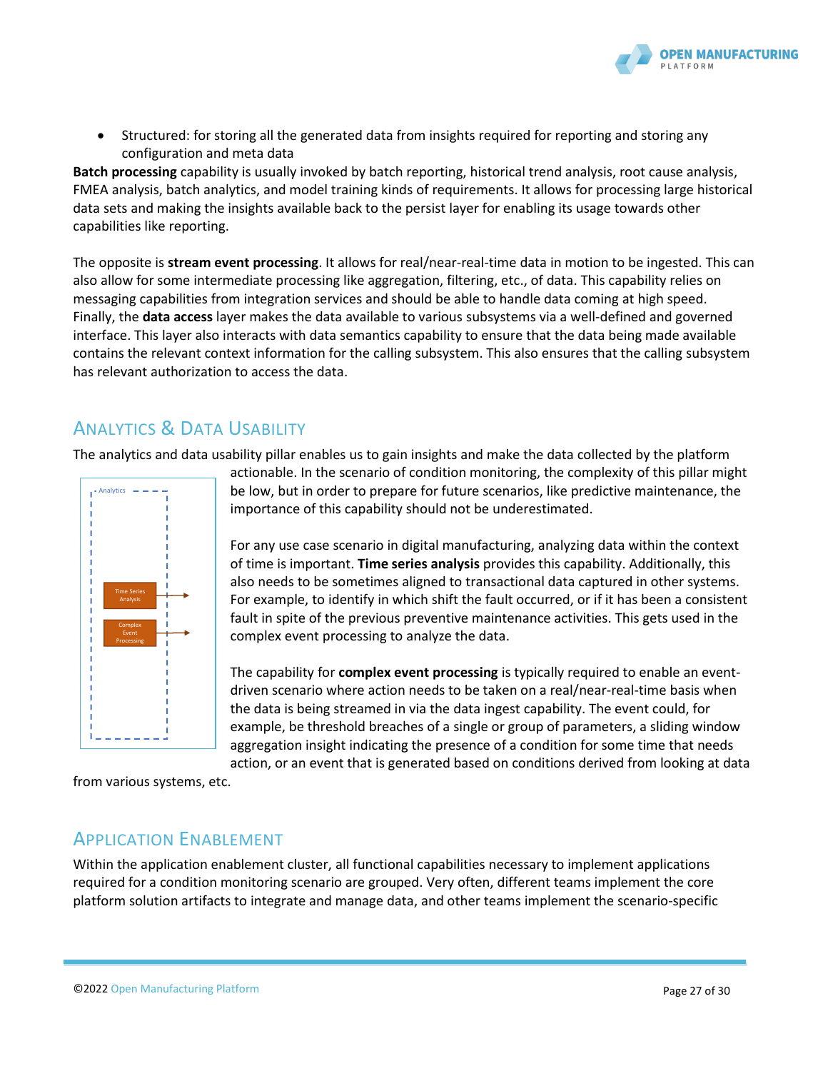- Structured: for storing all the generated data from insights required for reporting and storing any configuration and meta data

**Batch processing** capability is usually invoked by batch reporting, historical trend analysis, root cause analysis, FMEA analysis, batch analytics, and model training kinds of requirements. It allows for processing large historical data sets and making the insights available back to the persist layer for enabling its usage towards other capabilities like reporting.

The opposite is **stream event processing**. It allows for real/near-real-time data in motion to be ingested. This can also allow for some intermediate processing like aggregation, filtering, etc., of data. This capability relies on messaging capabilities from integration services and should be able to handle data coming at high speed. Finally, the **data access** layer makes the data available to various subsystems via a well-defined and governed interface. This layer also interacts with data semantics capability to ensure that the data being made available contains the relevant context information for the calling subsystem. This also ensures that the calling subsystem has relevant authorization to access the data.

## Analytics & Data Usability

The analytics and data usability pillar enables us to gain insights and make the data collected by the platform actionable. In the scenario of condition monitoring, the complexity of this pillar might be low, but in order to prepare for future scenarios, like predictive maintenance, the importance of this capability should not be underestimated.

For any use case scenario in digital manufacturing, analyzing data within the context of time is important. **Time series analysis** provides this capability. Additionally, this also needs to be sometimes aligned to transactional data captured in other systems. For example, to identify in which shift the fault occurred, or if it has been a consistent fault in spite of the previous preventive maintenance activities. This gets used in the complex event processing to analyze the data.

The capability for **complex event processing** is typically required to enable an event-driven scenario where action needs to be taken on a real/near-real-time basis when the data is being streamed in via the data ingest capability. The event could, for example, be threshold breaches of a single or group of parameters, a sliding window aggregation insight indicating the presence of a condition for some time that needs action, or an event that is generated based on conditions derived from looking at data from various systems, etc.

## Application Enablement

Within the application enablement cluster, all functional capabilities necessary to implement applications required for a condition monitoring scenario are grouped. Very often, different teams implement the core platform solution artifacts to integrate and manage data, and other teams implement the scenario-specific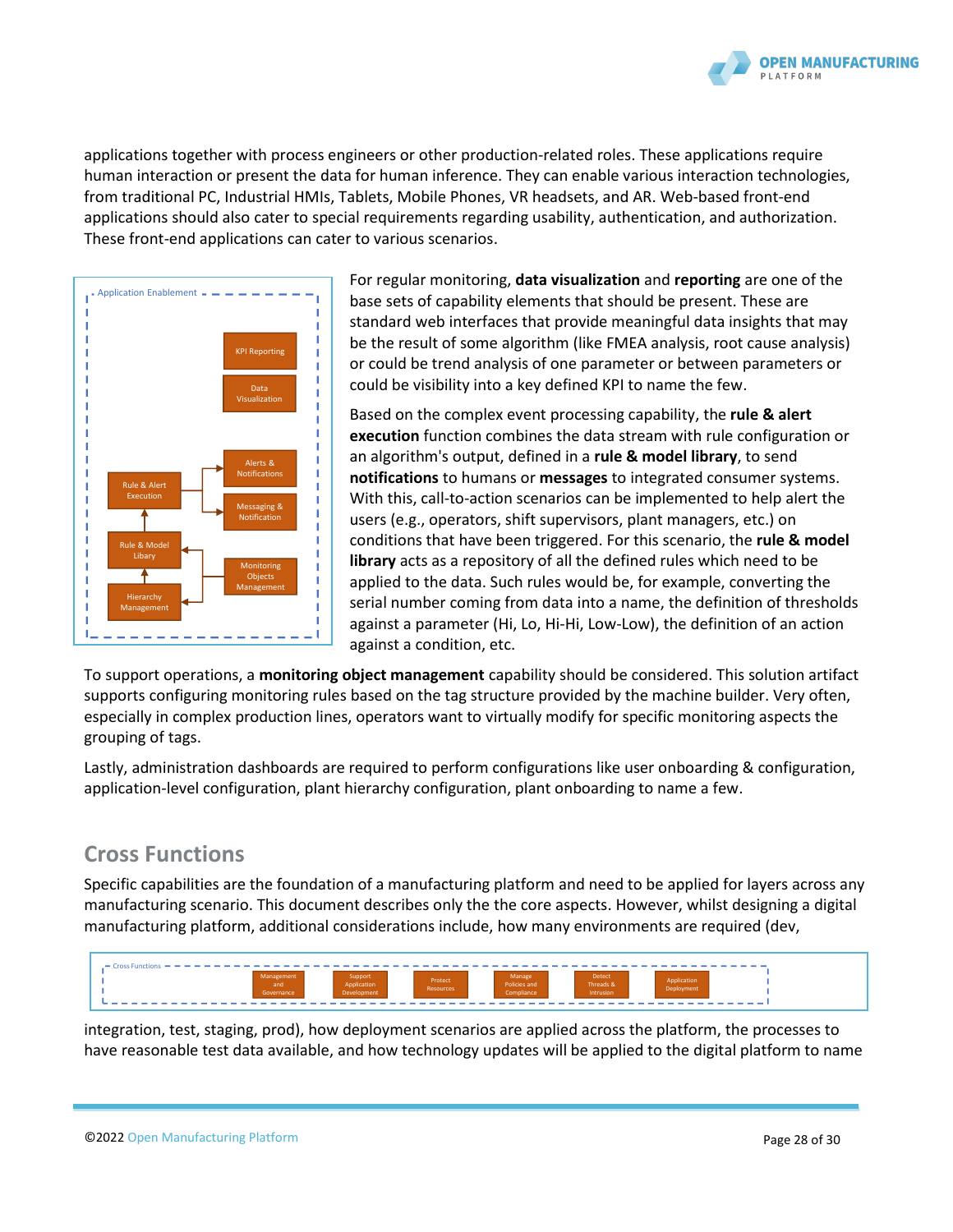applications together with process engineers or other production-related roles. These applications require human interaction or present the data for human inference. They can enable various interaction technologies, from traditional PC, Industrial HMIs, Tablets, Mobile Phones, VR headsets, and AR. Web-based front-end applications should also cater to special requirements regarding usability, authentication, and authorization. These front-end applications can cater to various scenarios.

For regular monitoring, **data visualization** and **reporting** are one of the base sets of capability elements that should be present. These are standard web interfaces that provide meaningful data insights that may be the result of some algorithm (like FMEA analysis, root cause analysis) or could be trend analysis of one parameter or between parameters or could be visibility into a key defined KPI to name the few.

Based on the complex event processing capability, the **rule & alert execution** function combines the data stream with rule configuration or an algorithm's output, defined in a **rule & model library**, to send **notifications** to humans or **messages** to integrated consumer systems. With this, call-to-action scenarios can be implemented to help alert the users (e.g., operators, shift supervisors, plant managers, etc.) on conditions that have been triggered. For this scenario, the **rule & model library** acts as a repository of all the defined rules which need to be applied to the data. Such rules would be, for example, converting the serial number coming from data into a name, the definition of thresholds against a parameter (Hi, Lo, Hi-Hi, Low-Low), the definition of an action against a condition, etc.

To support operations, a **monitoring object management** capability should be considered. This solution artifact supports configuring monitoring rules based on the tag structure provided by the machine builder. Very often, especially in complex production lines, operators want to virtually modify for specific monitoring aspects the grouping of tags.

Lastly, administration dashboards are required to perform configurations like user onboarding & configuration, application-level configuration, plant hierarchy configuration, plant onboarding to name a few.

## Cross Functions

Specific capabilities are the foundation of a manufacturing platform and need to be applied for layers across any manufacturing scenario. This document describes only the the core aspects. However, whilst designing a digital manufacturing platform, additional considerations include, how many environments are required (dev, integration, test, staging, prod), how deployment scenarios are applied across the platform, the processes to have reasonable test data available, and how technology updates will be applied to the digital platform to name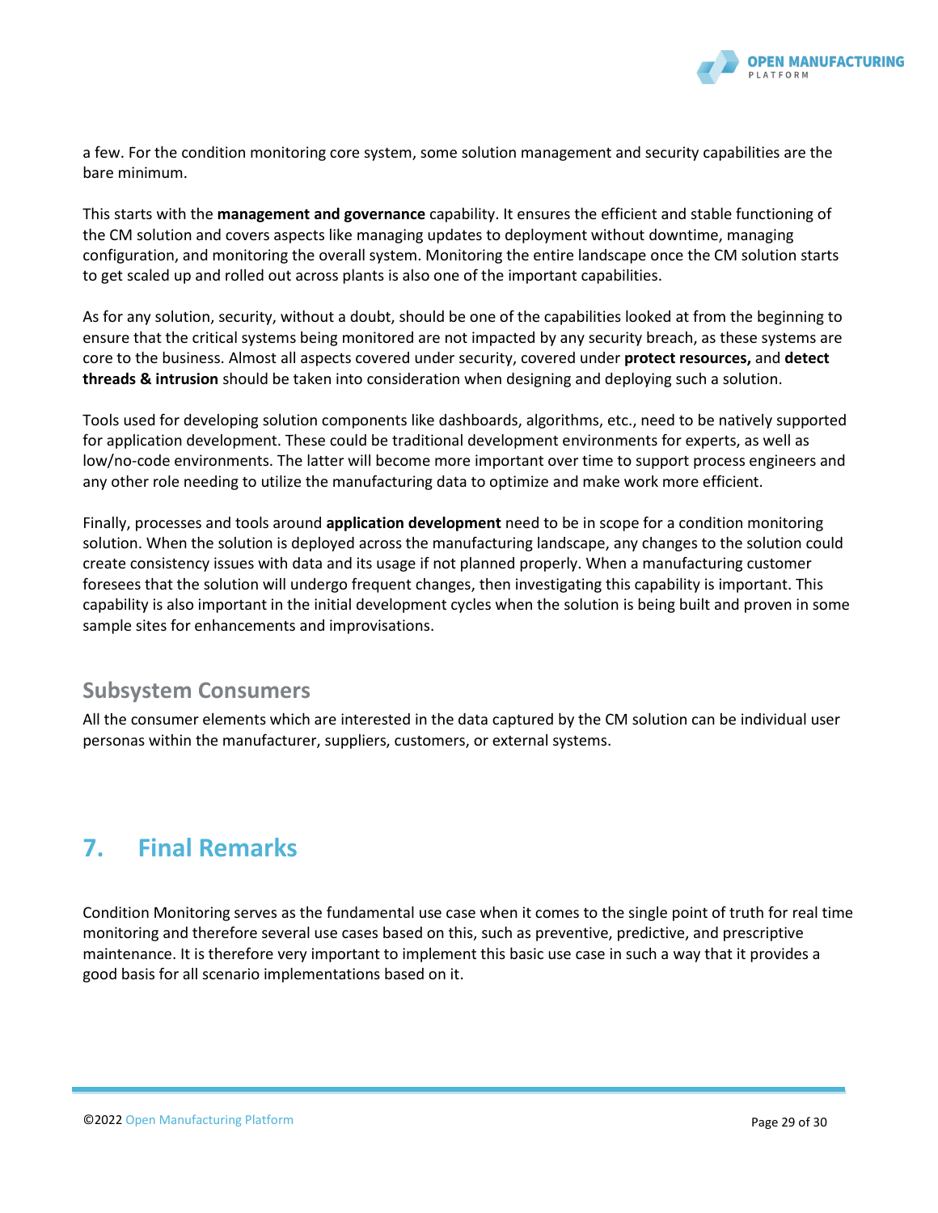a few. For the condition monitoring core system, some solution management and security capabilities are the bare minimum.

This starts with the **management and governance** capability. It ensures the efficient and stable functioning of the CM solution and covers aspects like managing updates to deployment without downtime, managing configuration, and monitoring the overall system. Monitoring the entire landscape once the CM solution starts to get scaled up and rolled out across plants is also one of the important capabilities.

As for any solution, security, without a doubt, should be one of the capabilities looked at from the beginning to ensure that the critical systems being monitored are not impacted by any security breach, as these systems are core to the business. Almost all aspects covered under security, covered under **protect resources,** and **detect threads & intrusion** should be taken into consideration when designing and deploying such a solution.

Tools used for developing solution components like dashboards, algorithms, etc., need to be natively supported for application development. These could be traditional development environments for experts, as well as low/no-code environments. The latter will become more important over time to support process engineers and any other role needing to utilize the manufacturing data to optimize and make work more efficient.

Finally, processes and tools around **application development** need to be in scope for a condition monitoring solution. When the solution is deployed across the manufacturing landscape, any changes to the solution could create consistency issues with data and its usage if not planned properly. When a manufacturing customer foresees that the solution will undergo frequent changes, then investigating this capability is important. This capability is also important in the initial development cycles when the solution is being built and proven in some sample sites for enhancements and improvisations.

### Subsystem Consumers

All the consumer elements which are interested in the data captured by the CM solution can be individual user personas within the manufacturer, suppliers, customers, or external systems.

## 7. Final Remarks

Condition Monitoring serves as the fundamental use case when it comes to the single point of truth for real time monitoring and therefore several use cases based on this, such as preventive, predictive, and prescriptive maintenance. It is therefore very important to implement this basic use case in such a way that it provides a good basis for all scenario implementations based on it.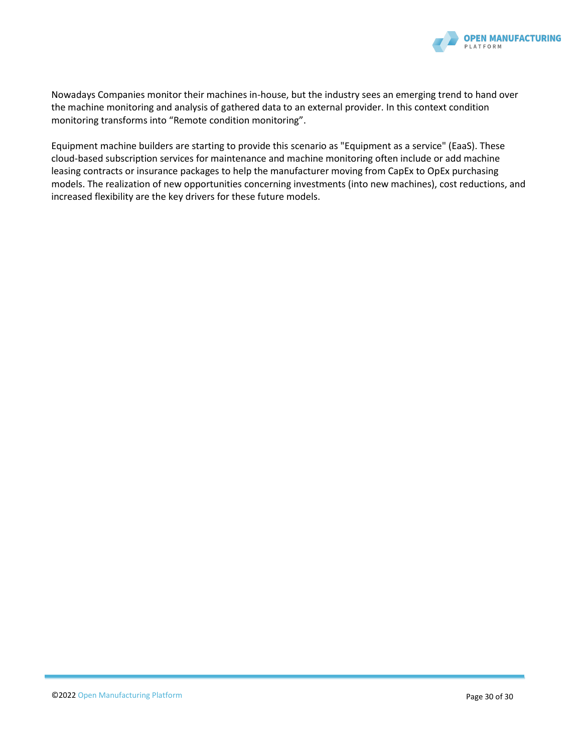Nowadays Companies monitor their machines in-house, but the industry sees an emerging trend to hand over the machine monitoring and analysis of gathered data to an external provider. In this context condition monitoring transforms into “Remote condition monitoring”.

Equipment machine builders are starting to provide this scenario as "Equipment as a service" (EaaS). These cloud-based subscription services for maintenance and machine monitoring often include or add machine leasing contracts or insurance packages to help the manufacturer moving from CapEx to OpEx purchasing models. The realization of new opportunities concerning investments (into new machines), cost reductions, and increased flexibility are the key drivers for these future models.